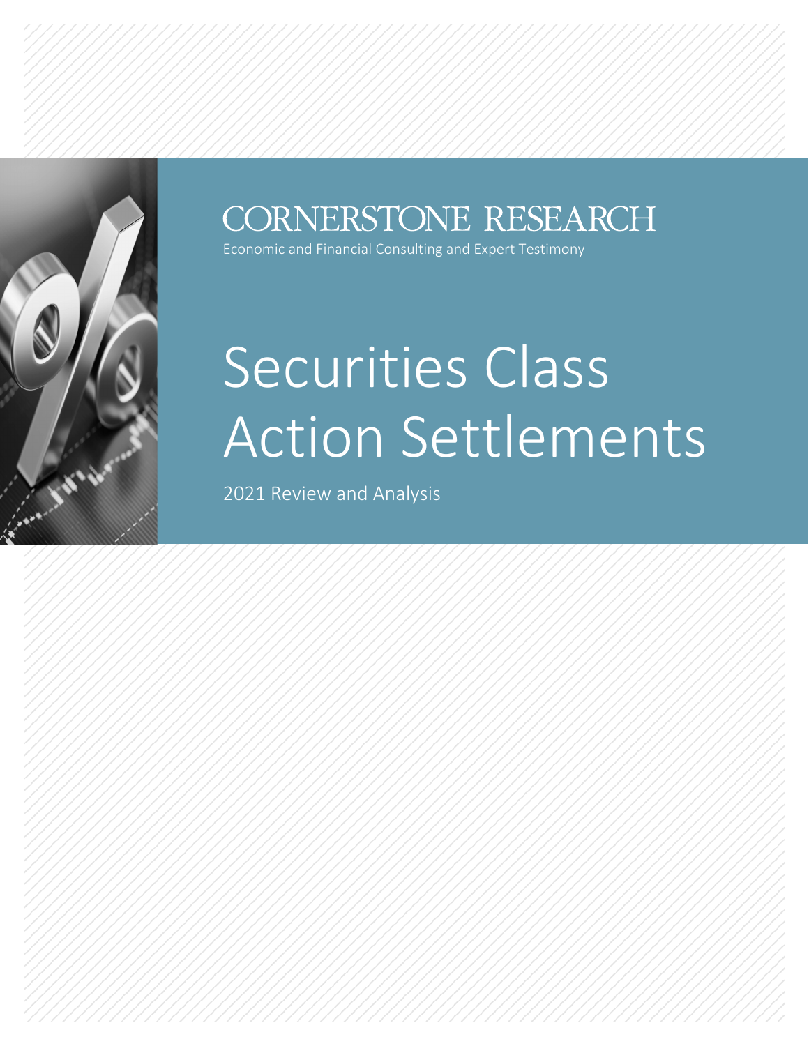CORNERSTONE RESEARCH

Economic and Financial Consulting and Expert Testimony

# Securities Class Action Settlements

2021 Review and Analysis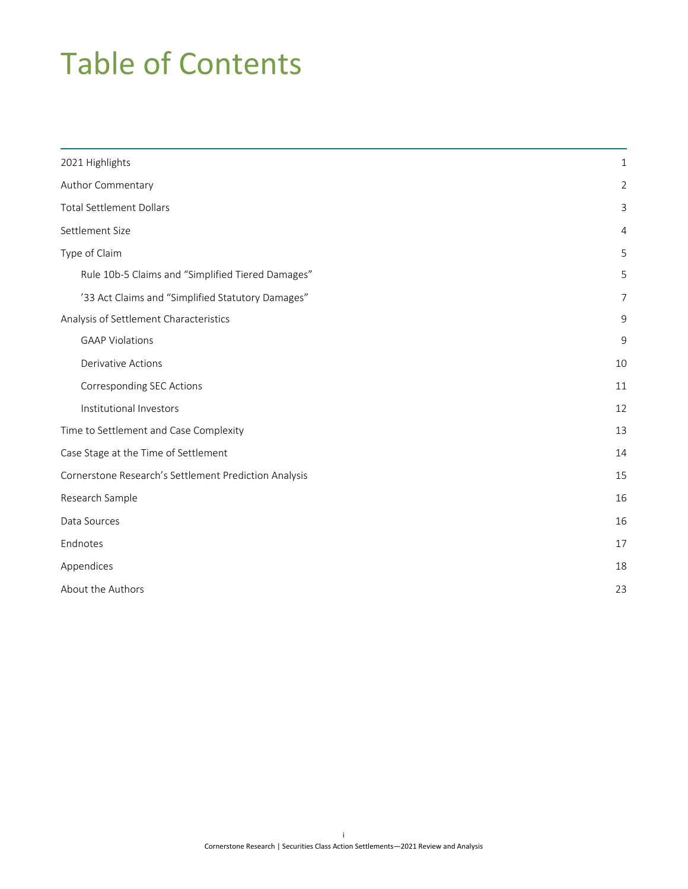# Table of Contents

| | |
|---|---|
| 2021 Highlights | 1 |
| Author Commentary | 2 |
| Total Settlement Dollars | 3 |
| Settlement Size | 4 |
| Type of Claim | 5 |
| Rule 10b-5 Claims and "Simplified Tiered Damages" | 5 |
| '33 Act Claims and "Simplified Statutory Damages" | 7 |
| Analysis of Settlement Characteristics | 9 |
| GAAP Violations | 9 |
| Derivative Actions | 10 |
| Corresponding SEC Actions | 11 |
| Institutional Investors | 12 |
| Time to Settlement and Case Complexity | 13 |
| Case Stage at the Time of Settlement | 14 |
| Cornerstone Research's Settlement Prediction Analysis | 15 |
| Research Sample | 16 |
| Data Sources | 16 |
| Endnotes | 17 |
| Appendices | 18 |
| About the Authors | 23 |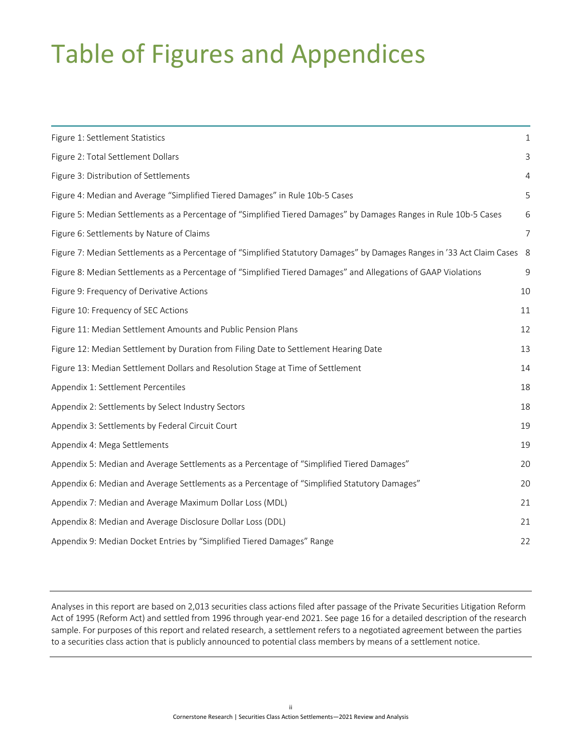# Table of Figures and Appendices

| | |
|---|---|
| Figure 1: Settlement Statistics | 1 |
| Figure 2: Total Settlement Dollars | 3 |
| Figure 3: Distribution of Settlements | 4 |
| Figure 4: Median and Average “Simplified Tiered Damages” in Rule 10b-5 Cases | 5 |
| Figure 5: Median Settlements as a Percentage of “Simplified Tiered Damages” by Damages Ranges in Rule 10b-5 Cases | 6 |
| Figure 6: Settlements by Nature of Claims | 7 |
| Figure 7: Median Settlements as a Percentage of “Simplified Statutory Damages” by Damages Ranges in ’33 Act Claim Cases | 8 |
| Figure 8: Median Settlements as a Percentage of “Simplified Tiered Damages” and Allegations of GAAP Violations | 9 |
| Figure 9: Frequency of Derivative Actions | 10 |
| Figure 10: Frequency of SEC Actions | 11 |
| Figure 11: Median Settlement Amounts and Public Pension Plans | 12 |
| Figure 12: Median Settlement by Duration from Filing Date to Settlement Hearing Date | 13 |
| Figure 13: Median Settlement Dollars and Resolution Stage at Time of Settlement | 14 |
| Appendix 1: Settlement Percentiles | 18 |
| Appendix 2: Settlements by Select Industry Sectors | 18 |
| Appendix 3: Settlements by Federal Circuit Court | 19 |
| Appendix 4: Mega Settlements | 19 |
| Appendix 5: Median and Average Settlements as a Percentage of “Simplified Tiered Damages” | 20 |
| Appendix 6: Median and Average Settlements as a Percentage of “Simplified Statutory Damages” | 20 |
| Appendix 7: Median and Average Maximum Dollar Loss (MDL) | 21 |
| Appendix 8: Median and Average Disclosure Dollar Loss (DDL) | 21 |
| Appendix 9: Median Docket Entries by “Simplified Tiered Damages” Range | 22 |

Analyses in this report are based on 2,013 securities class actions filed after passage of the Private Securities Litigation Reform Act of 1995 (Reform Act) and settled from 1996 through year-end 2021. See page 16 for a detailed description of the research sample. For purposes of this report and related research, a settlement refers to a negotiated agreement between the parties to a securities class action that is publicly announced to potential class members by means of a settlement notice.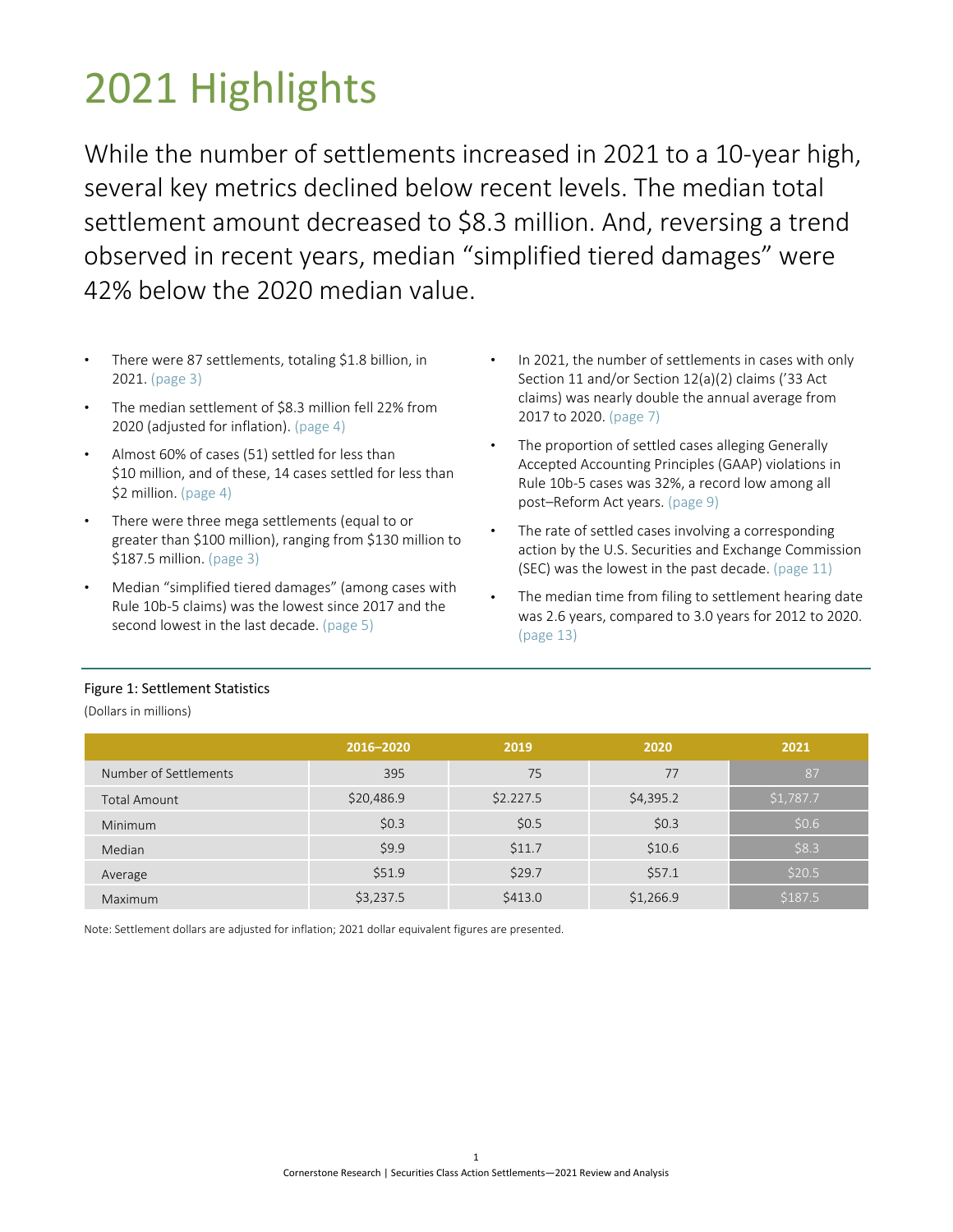# 2021 Highlights

While the number of settlements increased in 2021 to a 10-year high, several key metrics declined below recent levels. The median total settlement amount decreased to $8.3 million. And, reversing a trend observed in recent years, median "simplified tiered damages" were 42% below the 2020 median value.

- There were 87 settlements, totaling $1.8 billion, in 2021. (page 3)
- The median settlement of $8.3 million fell 22% from 2020 (adjusted for inflation). (page 4)
- Almost 60% of cases (51) settled for less than $10 million, and of these, 14 cases settled for less than $2 million. (page 4)
- There were three mega settlements (equal to or greater than $100 million), ranging from $130 million to $187.5 million. (page 3)
- Median "simplified tiered damages" (among cases with Rule 10b-5 claims) was the lowest since 2017 and the second lowest in the last decade. (page 5)
- In 2021, the number of settlements in cases with only Section 11 and/or Section 12(a)(2) claims ('33 Act claims) was nearly double the annual average from 2017 to 2020. (page 7)
- The proportion of settled cases alleging Generally Accepted Accounting Principles (GAAP) violations in Rule 10b-5 cases was 32%, a record low among all post–Reform Act years. (page 9)
- The rate of settled cases involving a corresponding action by the U.S. Securities and Exchange Commission (SEC) was the lowest in the past decade. (page 11)
- The median time from filing to settlement hearing date was 2.6 years, compared to 3.0 years for 2012 to 2020. (page 13)

Figure 1: Settlement Statistics

(Dollars in millions)

| | 2016–2020 | 2019 | 2020 | 2021 |
|---|---|---|---|---|
| Number of Settlements | 395 | 75 | 77 | 87 |
| Total Amount | $20,486.9 | $2.227.5 | $4,395.2 | $1,787.7 |
| Minimum | $0.3 | $0.5 | $0.3 | $0.6 |
| Median | $9.9 | $11.7 | $10.6 | $8.3 |
| Average | $51.9 | $29.7 | $57.1 | $20.5 |
| Maximum | $3,237.5 | $413.0 | $1,266.9 | $187.5 |

Note: Settlement dollars are adjusted for inflation; 2021 dollar equivalent figures are presented.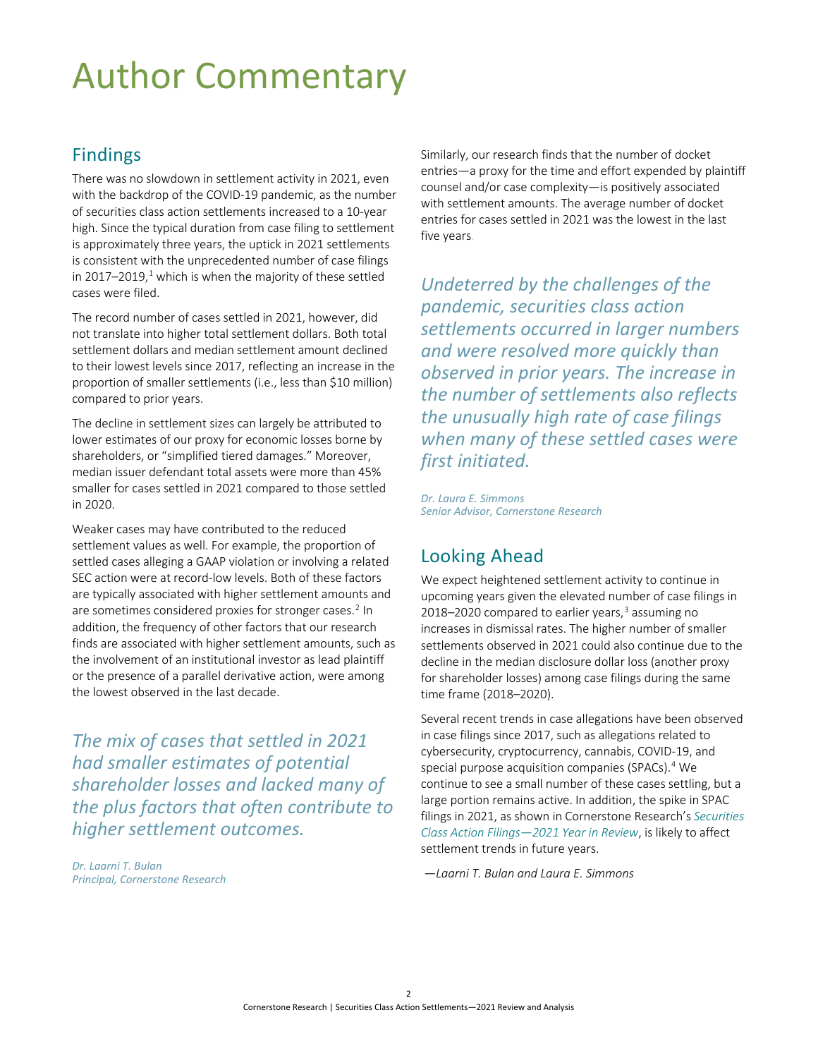# Author Commentary

## Findings

There was no slowdown in settlement activity in 2021, even with the backdrop of the COVID-19 pandemic, as the number of securities class action settlements increased to a 10-year high. Since the typical duration from case filing to settlement is approximately three years, the uptick in 2021 settlements is consistent with the unprecedented number of case filings in 2017–2019,[1] which is when the majority of these settled cases were filed.

The record number of cases settled in 2021, however, did not translate into higher total settlement dollars. Both total settlement dollars and median settlement amount declined to their lowest levels since 2017, reflecting an increase in the proportion of smaller settlements (i.e., less than $10 million) compared to prior years.

The decline in settlement sizes can largely be attributed to lower estimates of our proxy for economic losses borne by shareholders, or "simplified tiered damages." Moreover, median issuer defendant total assets were more than 45% smaller for cases settled in 2021 compared to those settled in 2020.

Weaker cases may have contributed to the reduced settlement values as well. For example, the proportion of settled cases alleging a GAAP violation or involving a related SEC action were at record-low levels. Both of these factors are typically associated with higher settlement amounts and are sometimes considered proxies for stronger cases.[2] In addition, the frequency of other factors that our research finds are associated with higher settlement amounts, such as the involvement of an institutional investor as lead plaintiff or the presence of a parallel derivative action, were among the lowest observed in the last decade.

*The mix of cases that settled in 2021 had smaller estimates of potential shareholder losses and lacked many of the plus factors that often contribute to higher settlement outcomes.*

*Dr. Laarni T. Bulan*
*Principal, Cornerstone Research*

Similarly, our research finds that the number of docket entries—a proxy for the time and effort expended by plaintiff counsel and/or case complexity—is positively associated with settlement amounts. The average number of docket entries for cases settled in 2021 was the lowest in the last five years.

*Undeterred by the challenges of the pandemic, securities class action settlements occurred in larger numbers and were resolved more quickly than observed in prior years. The increase in the number of settlements also reflects the unusually high rate of case filings when many of these settled cases were first initiated.*

*Dr. Laura E. Simmons*
*Senior Advisor, Cornerstone Research*

## Looking Ahead

We expect heightened settlement activity to continue in upcoming years given the elevated number of case filings in 2018–2020 compared to earlier years,[3] assuming no increases in dismissal rates. The higher number of smaller settlements observed in 2021 could also continue due to the decline in the median disclosure dollar loss (another proxy for shareholder losses) among case filings during the same time frame (2018–2020).

Several recent trends in case allegations have been observed in case filings since 2017, such as allegations related to cybersecurity, cryptocurrency, cannabis, COVID-19, and special purpose acquisition companies (SPACs).[4] We continue to see a small number of these cases settling, but a large portion remains active. In addition, the spike in SPAC filings in 2021, as shown in Cornerstone Research's *Securities Class Action Filings—2021 Year in Review*, is likely to affect settlement trends in future years.

*—Laarni T. Bulan and Laura E. Simmons*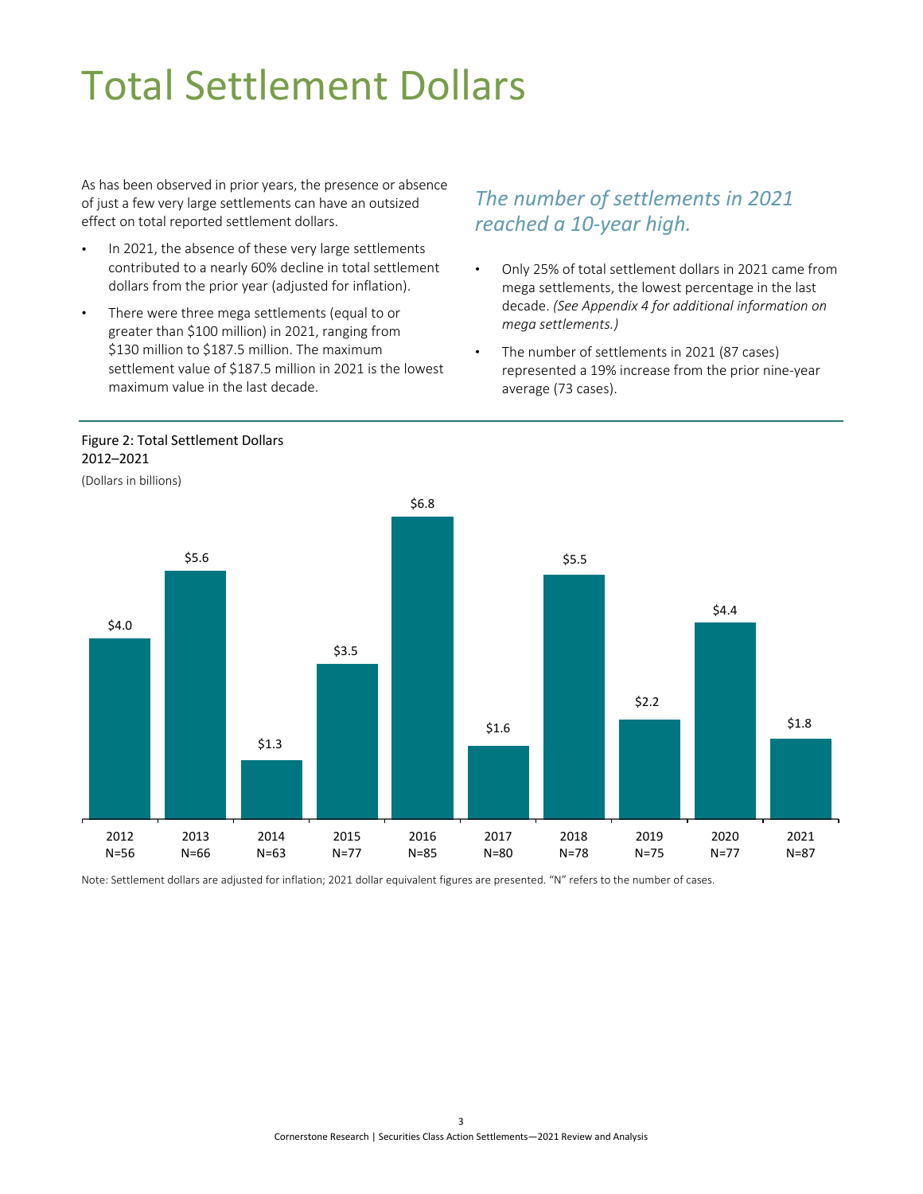# Total Settlement Dollars

As has been observed in prior years, the presence or absence of just a few very large settlements can have an outsized effect on total reported settlement dollars.

- In 2021, the absence of these very large settlements contributed to a nearly 60% decline in total settlement dollars from the prior year (adjusted for inflation).
- There were three mega settlements (equal to or greater than $100 million) in 2021, ranging from $130 million to $187.5 million. The maximum settlement value of $187.5 million in 2021 is the lowest maximum value in the last decade.

*The number of settlements in 2021 reached a 10-year high.*

- Only 25% of total settlement dollars in 2021 came from mega settlements, the lowest percentage in the last decade. *(See Appendix 4 for additional information on mega settlements.)*
- The number of settlements in 2021 (87 cases) represented a 19% increase from the prior nine-year average (73 cases).

Figure 2: Total Settlement Dollars  
2012–2021

(Dollars in billions)

| Year | N | Total Settlement Dollars |
|---|---|---|
| 2012 | N=56 | $4.0 |
| 2013 | N=66 | $5.6 |
| 2014 | N=63 | $1.3 |
| 2015 | N=77 | $3.5 |
| 2016 | N=85 | $6.8 |
| 2017 | N=80 | $1.6 |
| 2018 | N=78 | $5.5 |
| 2019 | N=75 | $2.2 |
| 2020 | N=77 | $4.4 |
| 2021 | N=87 | $1.8 |

Note: Settlement dollars are adjusted for inflation; 2021 dollar equivalent figures are presented. "N" refers to the number of cases.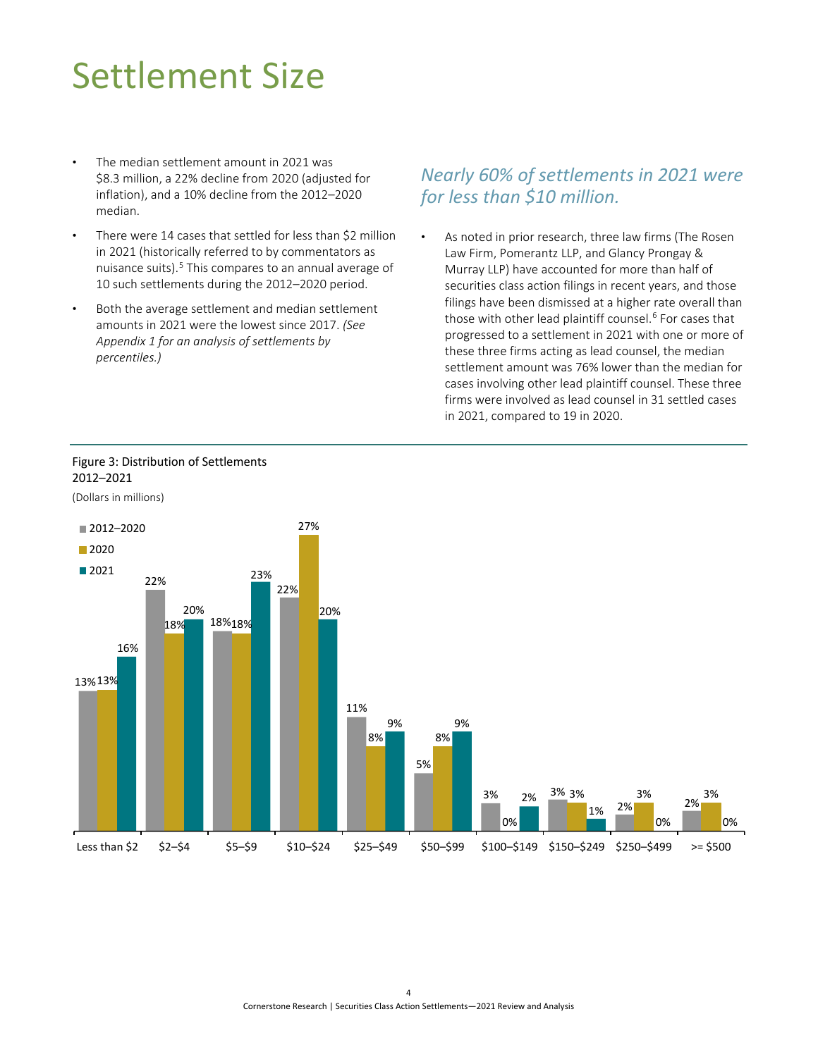# Settlement Size

- The median settlement amount in 2021 was $8.3 million, a 22% decline from 2020 (adjusted for inflation), and a 10% decline from the 2012–2020 median.
- There were 14 cases that settled for less than $2 million in 2021 (historically referred to by commentators as nuisance suits).[5] This compares to an annual average of 10 such settlements during the 2012–2020 period.
- Both the average settlement and median settlement amounts in 2021 were the lowest since 2017. *(See Appendix 1 for an analysis of settlements by percentiles.)*

*Nearly 60% of settlements in 2021 were for less than $10 million.*

- As noted in prior research, three law firms (The Rosen Law Firm, Pomerantz LLP, and Glancy Prongay & Murray LLP) have accounted for more than half of securities class action filings in recent years, and those filings have been dismissed at a higher rate overall than those with other lead plaintiff counsel.[6] For cases that progressed to a settlement in 2021 with one or more of these three firms acting as lead counsel, the median settlement amount was 76% lower than the median for cases involving other lead plaintiff counsel. These three firms were involved as lead counsel in 31 settled cases in 2021, compared to 19 in 2020.

Figure 3: Distribution of Settlements 2012–2021

(Dollars in millions)

| | 2012–2020 | 2020 | 2021 |
|---|---|---|---|
| Less than $2 | 13% | 13% | 16% |
| $2–$4 | 22% | 18% | 20% |
| $5–$9 | 18% | 18% | 23% |
| $10–$24 | 22% | 27% | 20% |
| $25–$49 | 11% | 8% | 9% |
| $50–$99 | 5% | 8% | 9% |
| $100–$149 | 3% | 0% | 2% |
| $150–$249 | 3% | 3% | 1% |
| $250–$499 | 2% | 3% | 0% |
| >= $500 | 2% | 3% | 0% |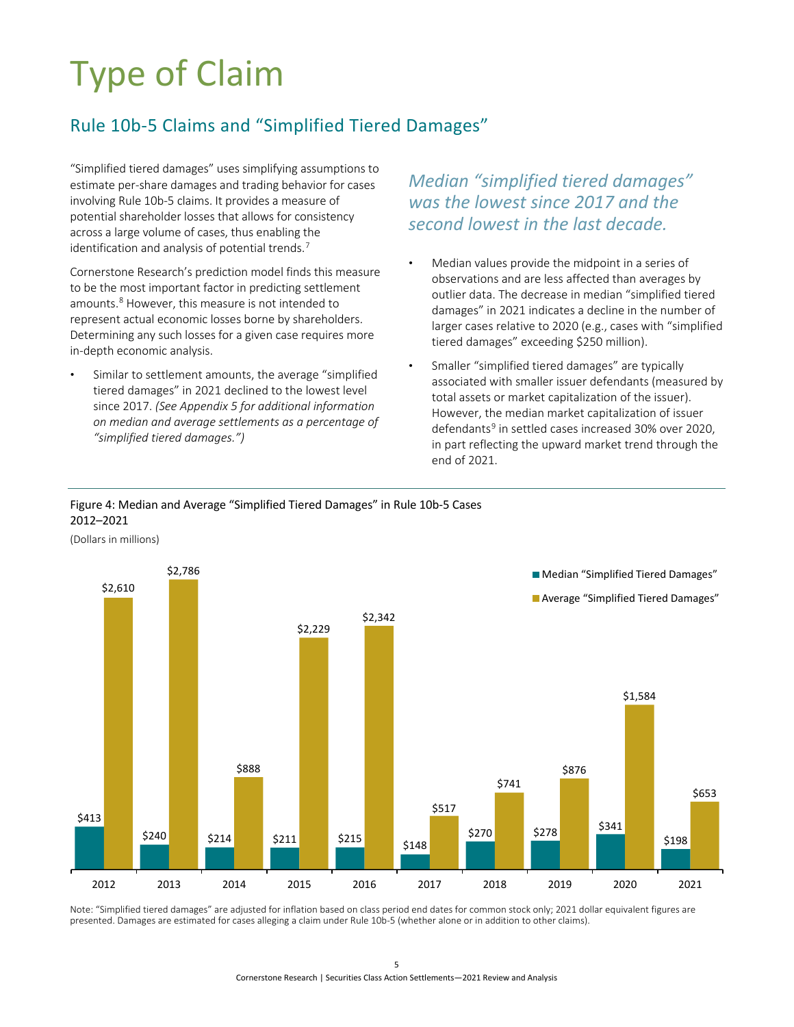# Type of Claim

## Rule 10b-5 Claims and "Simplified Tiered Damages"

"Simplified tiered damages" uses simplifying assumptions to estimate per-share damages and trading behavior for cases involving Rule 10b-5 claims. It provides a measure of potential shareholder losses that allows for consistency across a large volume of cases, thus enabling the identification and analysis of potential trends.[7]

Cornerstone Research's prediction model finds this measure to be the most important factor in predicting settlement amounts.[8] However, this measure is not intended to represent actual economic losses borne by shareholders. Determining any such losses for a given case requires more in-depth economic analysis.

- Similar to settlement amounts, the average "simplified tiered damages" in 2021 declined to the lowest level since 2017. *(See Appendix 5 for additional information on median and average settlements as a percentage of "simplified tiered damages.")*

*Median "simplified tiered damages" was the lowest since 2017 and the second lowest in the last decade.*

- Median values provide the midpoint in a series of observations and are less affected than averages by outlier data. The decrease in median "simplified tiered damages" in 2021 indicates a decline in the number of larger cases relative to 2020 (e.g., cases with "simplified tiered damages" exceeding $250 million).
- Smaller "simplified tiered damages" are typically associated with smaller issuer defendants (measured by total assets or market capitalization of the issuer). However, the median market capitalization of issuer defendants[9] in settled cases increased 30% over 2020, in part reflecting the upward market trend through the end of 2021.

Figure 4: Median and Average "Simplified Tiered Damages" in Rule 10b-5 Cases 2012–2021

(Dollars in millions)

| Year | Median "Simplified Tiered Damages" | Average "Simplified Tiered Damages" |
|---|---|---|
| 2012 | $413 | $2,610 |
| 2013 | $240 | $2,786 |
| 2014 | $214 | $888 |
| 2015 | $211 | $2,229 |
| 2016 | $215 | $2,342 |
| 2017 | $148 | $517 |
| 2018 | $270 | $741 |
| 2019 | $278 | $876 |
| 2020 | $341 | $1,584 |
| 2021 | $198 | $653 |

Note: "Simplified tiered damages" are adjusted for inflation based on class period end dates for common stock only; 2021 dollar equivalent figures are presented. Damages are estimated for cases alleging a claim under Rule 10b-5 (whether alone or in addition to other claims).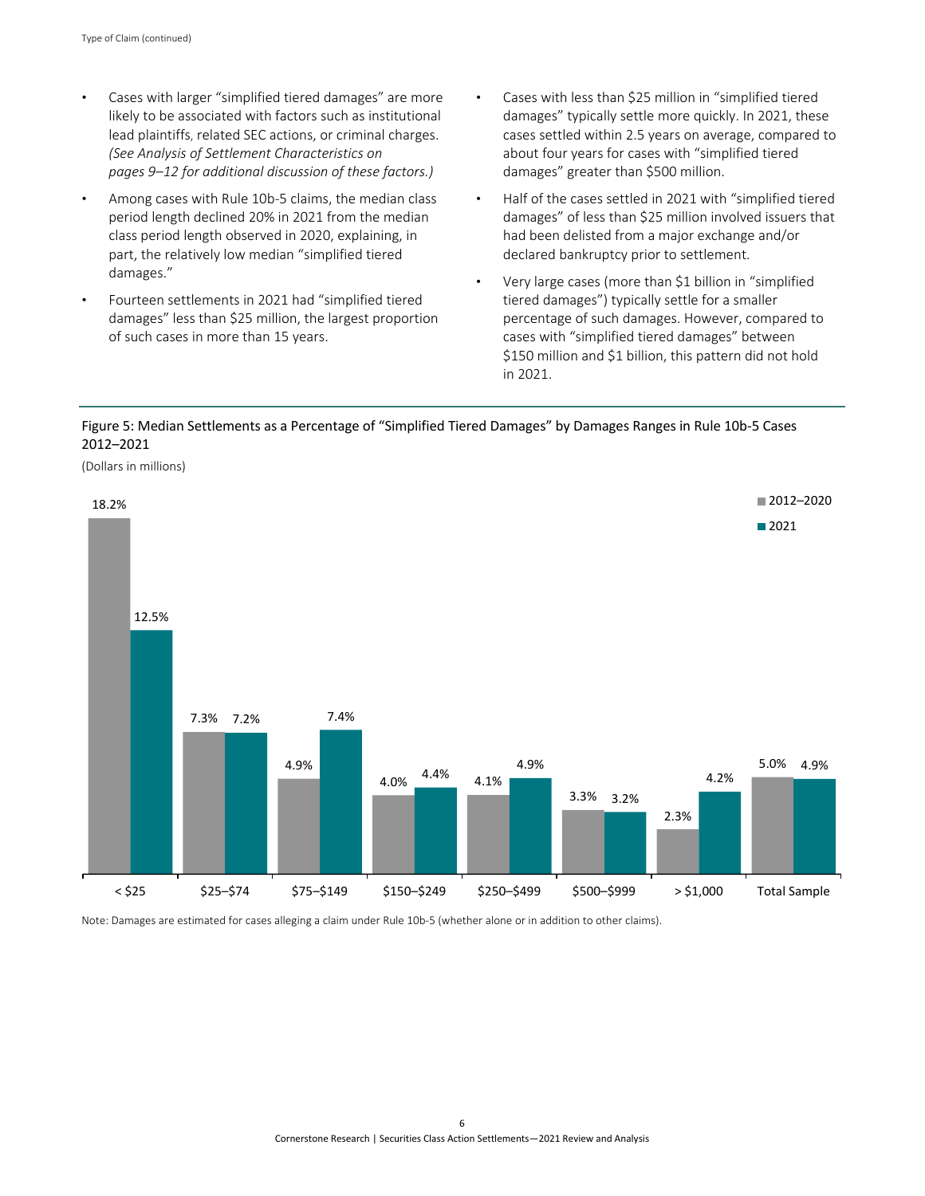- Cases with larger "simplified tiered damages" are more likely to be associated with factors such as institutional lead plaintiffs, related SEC actions, or criminal charges. *(See Analysis of Settlement Characteristics on pages 9–12 for additional discussion of these factors.)*
- Among cases with Rule 10b-5 claims, the median class period length declined 20% in 2021 from the median class period length observed in 2020, explaining, in part, the relatively low median "simplified tiered damages."
- Fourteen settlements in 2021 had "simplified tiered damages" less than $25 million, the largest proportion of such cases in more than 15 years.
- Cases with less than $25 million in "simplified tiered damages" typically settle more quickly. In 2021, these cases settled within 2.5 years on average, compared to about four years for cases with "simplified tiered damages" greater than $500 million.
- Half of the cases settled in 2021 with "simplified tiered damages" of less than $25 million involved issuers that had been delisted from a major exchange and/or declared bankruptcy prior to settlement.
- Very large cases (more than $1 billion in "simplified tiered damages") typically settle for a smaller percentage of such damages. However, compared to cases with "simplified tiered damages" between $150 million and $1 billion, this pattern did not hold in 2021.

Figure 5: Median Settlements as a Percentage of "Simplified Tiered Damages" by Damages Ranges in Rule 10b-5 Cases 2012–2021

(Dollars in millions)

| Damages Range | 2012–2020 | 2021 |
|---|---|---|
| < $25 | 18.2% | 12.5% |
| $25–$74 | 7.3% | 7.2% |
| $75–$149 | 4.9% | 7.4% |
| $150–$249 | 4.0% | 4.4% |
| $250–$499 | 4.1% | 4.9% |
| $500–$999 | 3.3% | 3.2% |
| > $1,000 | 2.3% | 4.2% |
| Total Sample | 5.0% | 4.9% |

Note: Damages are estimated for cases alleging a claim under Rule 10b-5 (whether alone or in addition to other claims).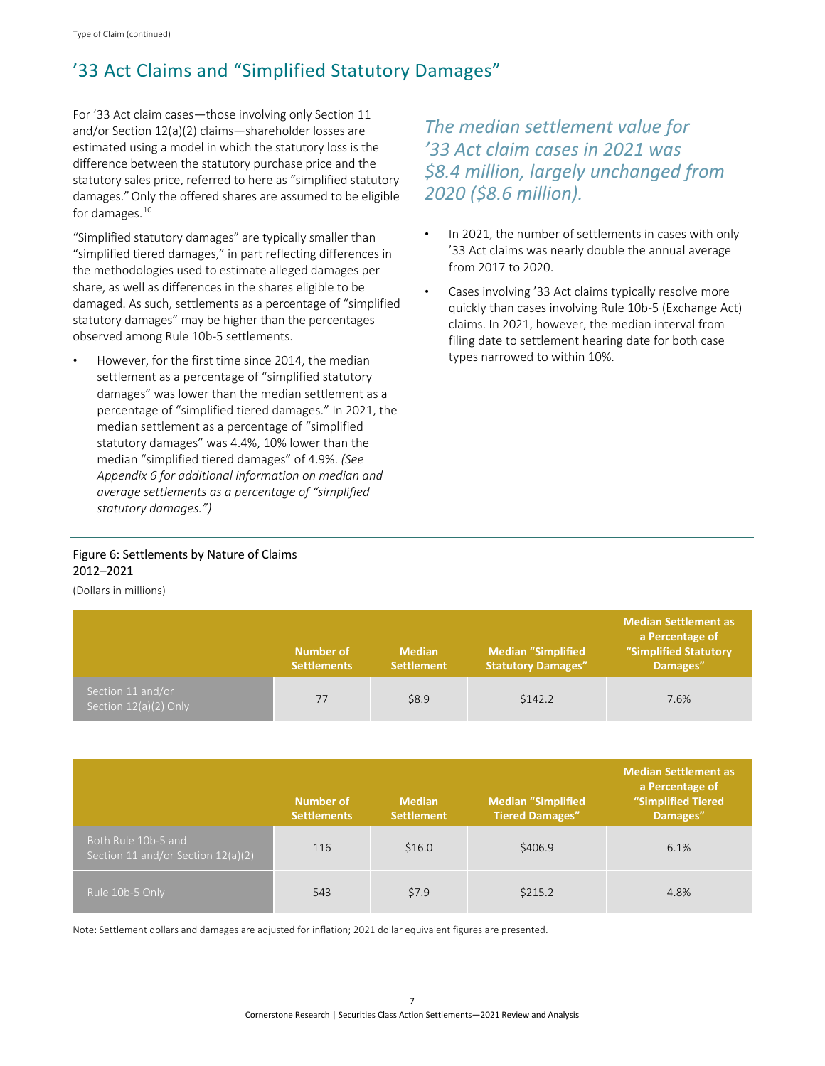Type of Claim (continued)

## '33 Act Claims and "Simplified Statutory Damages"

For '33 Act claim cases—those involving only Section 11 and/or Section 12(a)(2) claims—shareholder losses are estimated using a model in which the statutory loss is the difference between the statutory purchase price and the statutory sales price, referred to here as "simplified statutory damages." Only the offered shares are assumed to be eligible for damages.[10]

"Simplified statutory damages" are typically smaller than "simplified tiered damages," in part reflecting differences in the methodologies used to estimate alleged damages per share, as well as differences in the shares eligible to be damaged. As such, settlements as a percentage of "simplified statutory damages" may be higher than the percentages observed among Rule 10b-5 settlements.

- However, for the first time since 2014, the median settlement as a percentage of "simplified statutory damages" was lower than the median settlement as a percentage of "simplified tiered damages." In 2021, the median settlement as a percentage of "simplified statutory damages" was 4.4%, 10% lower than the median "simplified tiered damages" of 4.9%. *(See Appendix 6 for additional information on median and average settlements as a percentage of "simplified statutory damages.")*

*The median settlement value for '33 Act claim cases in 2021 was $8.4 million, largely unchanged from 2020 ($8.6 million).*

- In 2021, the number of settlements in cases with only '33 Act claims was nearly double the annual average from 2017 to 2020.
- Cases involving '33 Act claims typically resolve more quickly than cases involving Rule 10b-5 (Exchange Act) claims. In 2021, however, the median interval from filing date to settlement hearing date for both case types narrowed to within 10%.

Figure 6: Settlements by Nature of Claims
2012–2021

(Dollars in millions)

| | Number of Settlements | Median Settlement | Median "Simplified Statutory Damages" | Median Settlement as a Percentage of "Simplified Statutory Damages" |
|---|---|---|---|---|
| Section 11 and/or Section 12(a)(2) Only | 77 | $8.9 | $142.2 | 7.6% |

| | Number of Settlements | Median Settlement | Median "Simplified Tiered Damages" | Median Settlement as a Percentage of "Simplified Tiered Damages" |
|---|---|---|---|---|
| Both Rule 10b-5 and Section 11 and/or Section 12(a)(2) | 116 | $16.0 | $406.9 | 6.1% |
| Rule 10b-5 Only | 543 | $7.9 | $215.2 | 4.8% |

Note: Settlement dollars and damages are adjusted for inflation; 2021 dollar equivalent figures are presented.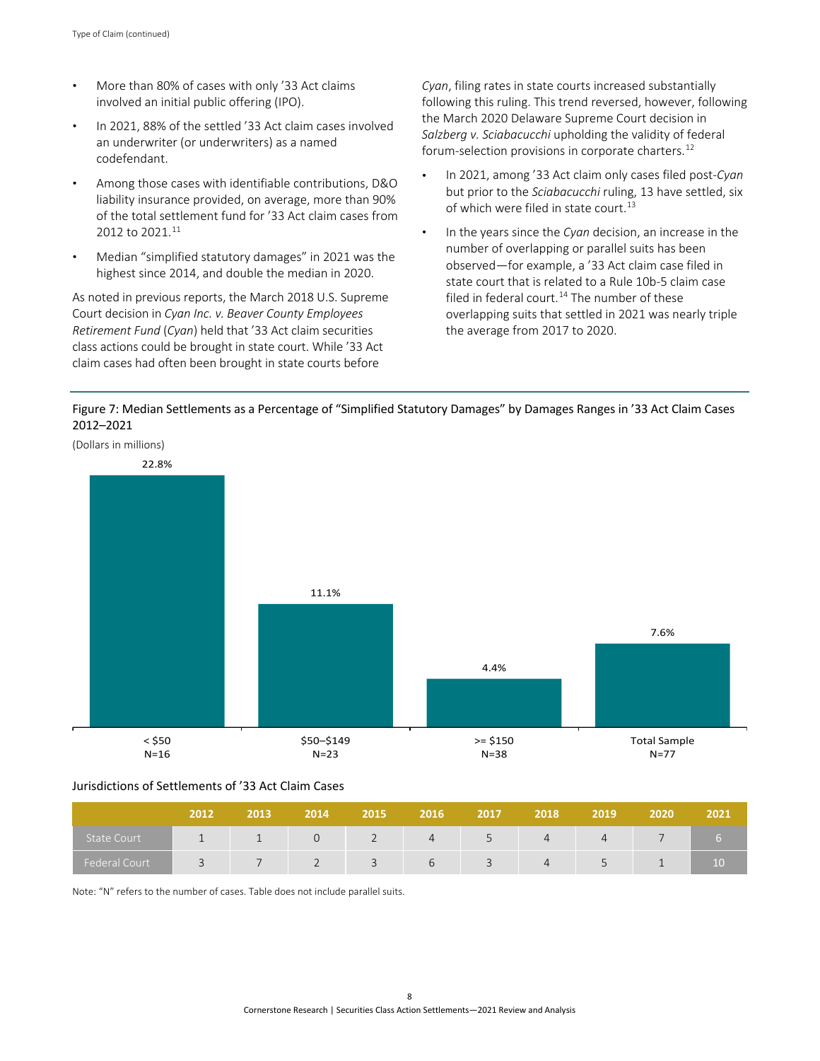Type of Claim (continued)

- More than 80% of cases with only ’33 Act claims involved an initial public offering (IPO).
- In 2021, 88% of the settled ’33 Act claim cases involved an underwriter (or underwriters) as a named codefendant.
- Among those cases with identifiable contributions, D&O liability insurance provided, on average, more than 90% of the total settlement fund for ’33 Act claim cases from 2012 to 2021.[11]
- Median “simplified statutory damages” in 2021 was the highest since 2014, and double the median in 2020.

As noted in previous reports, the March 2018 U.S. Supreme Court decision in *Cyan Inc. v. Beaver County Employees Retirement Fund* (*Cyan*) held that ’33 Act claim securities class actions could be brought in state court. While ’33 Act claim cases had often been brought in state courts before *Cyan*, filing rates in state courts increased substantially following this ruling. This trend reversed, however, following the March 2020 Delaware Supreme Court decision in *Salzberg v. Sciabacucchi* upholding the validity of federal forum-selection provisions in corporate charters.[12]

- In 2021, among ’33 Act claim only cases filed post-*Cyan* but prior to the *Sciabacucchi* ruling, 13 have settled, six of which were filed in state court.[13]
- In the years since the *Cyan* decision, an increase in the number of overlapping or parallel suits has been observed—for example, a ’33 Act claim case filed in state court that is related to a Rule 10b-5 claim case filed in federal court.[14] The number of these overlapping suits that settled in 2021 was nearly triple the average from 2017 to 2020.

## Figure 7: Median Settlements as a Percentage of “Simplified Statutory Damages” by Damages Ranges in ’33 Act Claim Cases 2012–2021

(Dollars in millions)

| Damages Range | Median Settlement as % of Damages |
|---|---|
| < $50 (N=16) | 22.8% |
| $50–$149 (N=23) | 11.1% |
| >= $150 (N=38) | 4.4% |
| Total Sample (N=77) | 7.6% |

### Jurisdictions of Settlements of ’33 Act Claim Cases

| | 2012 | 2013 | 2014 | 2015 | 2016 | 2017 | 2018 | 2019 | 2020 | 2021 |
|---|---|---|---|---|---|---|---|---|---|---|
| State Court | 1 | 1 | 0 | 2 | 4 | 5 | 4 | 4 | 7 | 6 |
| Federal Court | 3 | 7 | 2 | 3 | 6 | 3 | 4 | 5 | 1 | 10 |

Note: “N” refers to the number of cases. Table does not include parallel suits.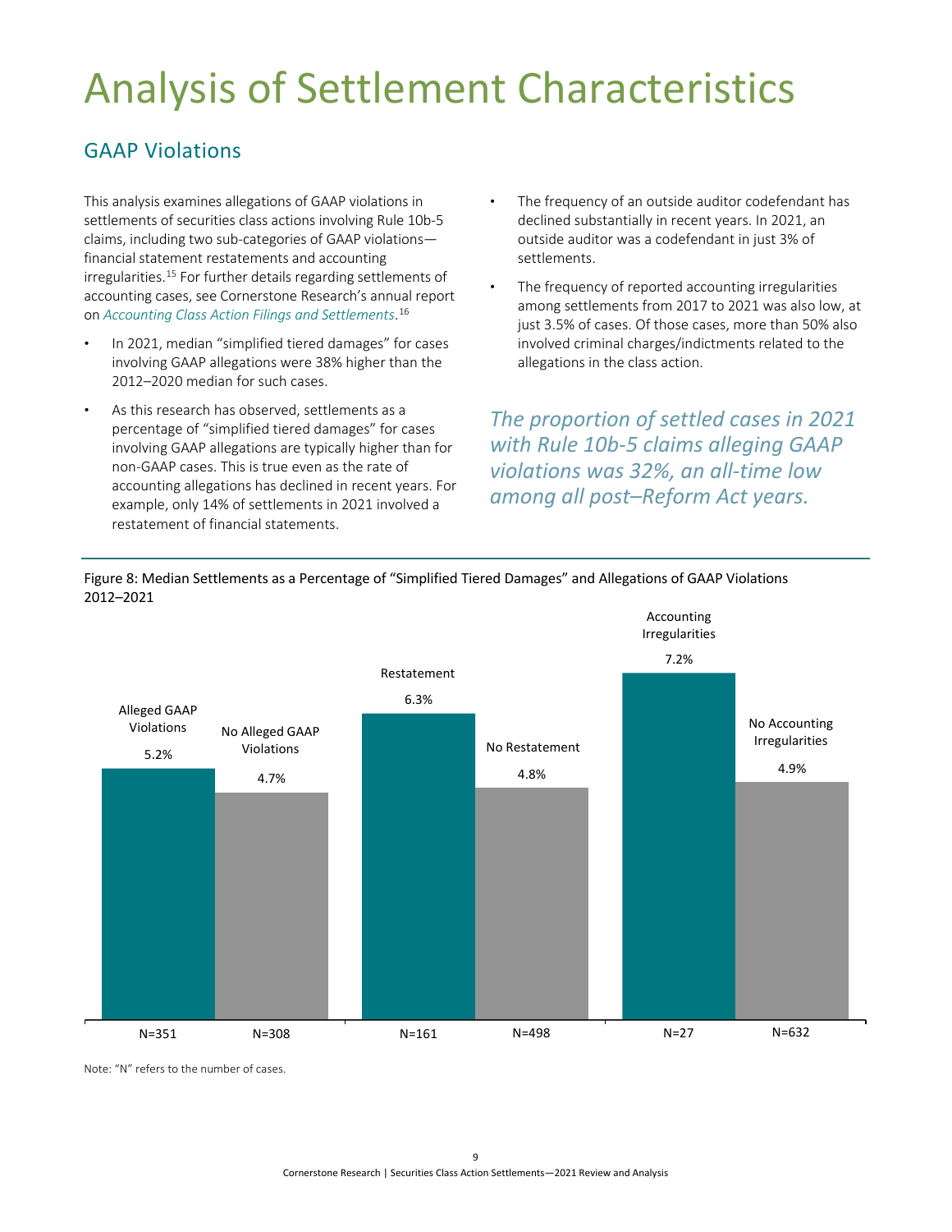# Analysis of Settlement Characteristics

## GAAP Violations

This analysis examines allegations of GAAP violations in settlements of securities class actions involving Rule 10b-5 claims, including two sub-categories of GAAP violations—financial statement restatements and accounting irregularities.[15] For further details regarding settlements of accounting cases, see Cornerstone Research's annual report on *Accounting Class Action Filings and Settlements*.[16]

- In 2021, median "simplified tiered damages" for cases involving GAAP allegations were 38% higher than the 2012–2020 median for such cases.
- As this research has observed, settlements as a percentage of "simplified tiered damages" for cases involving GAAP allegations are typically higher than for non-GAAP cases. This is true even as the rate of accounting allegations has declined in recent years. For example, only 14% of settlements in 2021 involved a restatement of financial statements.
- The frequency of an outside auditor codefendant has declined substantially in recent years. In 2021, an outside auditor was a codefendant in just 3% of settlements.
- The frequency of reported accounting irregularities among settlements from 2017 to 2021 was also low, at just 3.5% of cases. Of those cases, more than 50% also involved criminal charges/indictments related to the allegations in the class action.

*The proportion of settled cases in 2021 with Rule 10b-5 claims alleging GAAP violations was 32%, an all-time low among all post–Reform Act years.*

Figure 8: Median Settlements as a Percentage of "Simplified Tiered Damages" and Allegations of GAAP Violations 2012–2021

| Category | Median | N |
|---|---|---|
| Alleged GAAP Violations | 5.2% | N=351 |
| No Alleged GAAP Violations | 4.7% | N=308 |
| Restatement | 6.3% | N=161 |
| No Restatement | 4.8% | N=498 |
| Accounting Irregularities | 7.2% | N=27 |
| No Accounting Irregularities | 4.9% | N=632 |

Note: "N" refers to the number of cases.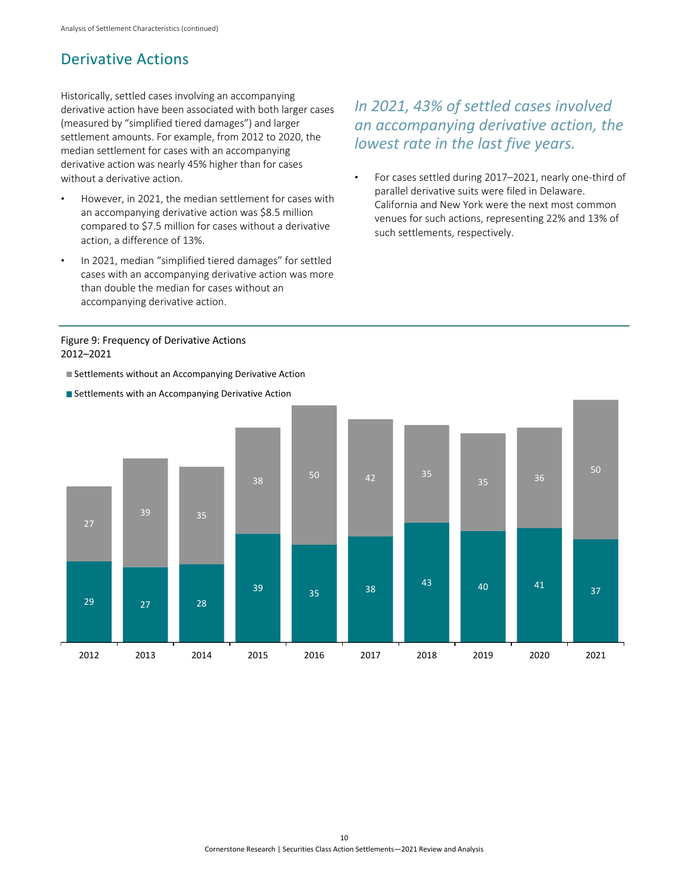## Derivative Actions

Historically, settled cases involving an accompanying derivative action have been associated with both larger cases (measured by "simplified tiered damages") and larger settlement amounts. For example, from 2012 to 2020, the median settlement for cases with an accompanying derivative action was nearly 45% higher than for cases without a derivative action.

- However, in 2021, the median settlement for cases with an accompanying derivative action was $8.5 million compared to $7.5 million for cases without a derivative action, a difference of 13%.
- In 2021, median "simplified tiered damages" for settled cases with an accompanying derivative action was more than double the median for cases without an accompanying derivative action.

*In 2021, 43% of settled cases involved an accompanying derivative action, the lowest rate in the last five years.*

- For cases settled during 2017–2021, nearly one-third of parallel derivative suits were filed in Delaware. California and New York were the next most common venues for such actions, representing 22% and 13% of such settlements, respectively.

Figure 9: Frequency of Derivative Actions
2012–2021

| Year | Settlements without an Accompanying Derivative Action | Settlements with an Accompanying Derivative Action |
|---|---|---|
| 2012 | 27 | 29 |
| 2013 | 39 | 27 |
| 2014 | 35 | 28 |
| 2015 | 38 | 39 |
| 2016 | 50 | 35 |
| 2017 | 42 | 38 |
| 2018 | 35 | 43 |
| 2019 | 35 | 40 |
| 2020 | 36 | 41 |
| 2021 | 50 | 37 |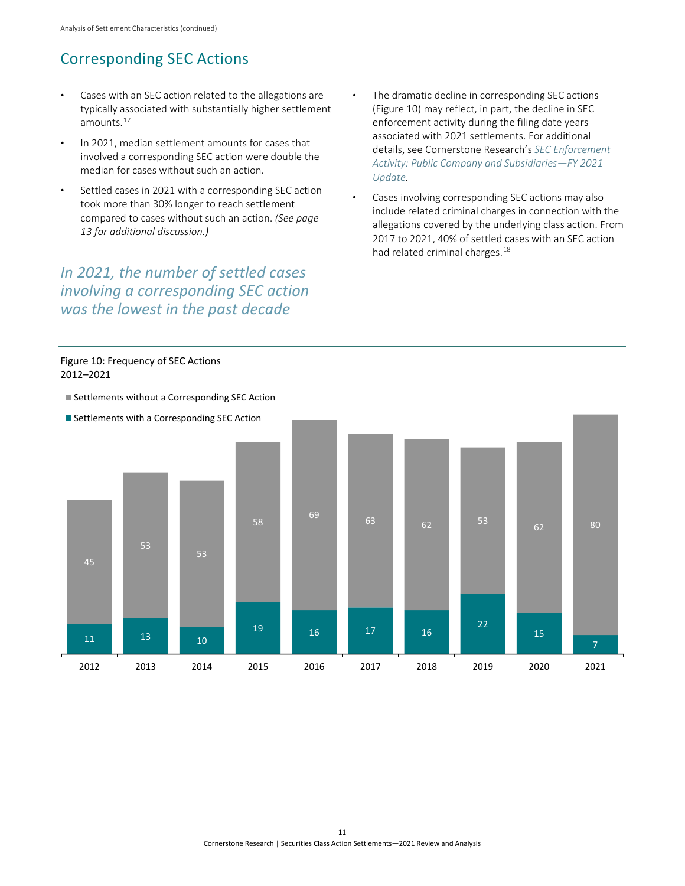## Corresponding SEC Actions

- Cases with an SEC action related to the allegations are typically associated with substantially higher settlement amounts.[17]
- In 2021, median settlement amounts for cases that involved a corresponding SEC action were double the median for cases without such an action.
- Settled cases in 2021 with a corresponding SEC action took more than 30% longer to reach settlement compared to cases without such an action. *(See page 13 for additional discussion.)*

*In 2021, the number of settled cases involving a corresponding SEC action was the lowest in the past decade*

- The dramatic decline in corresponding SEC actions (Figure 10) may reflect, in part, the decline in SEC enforcement activity during the filing date years associated with 2021 settlements. For additional details, see Cornerstone Research's *SEC Enforcement Activity: Public Company and Subsidiaries—FY 2021 Update*.
- Cases involving corresponding SEC actions may also include related criminal charges in connection with the allegations covered by the underlying class action. From 2017 to 2021, 40% of settled cases with an SEC action had related criminal charges.[18]

Figure 10: Frequency of SEC Actions
2012–2021

| Year | Settlements without a Corresponding SEC Action | Settlements with a Corresponding SEC Action |
|---|---|---|
| 2012 | 45 | 11 |
| 2013 | 53 | 13 |
| 2014 | 53 | 10 |
| 2015 | 58 | 19 |
| 2016 | 69 | 16 |
| 2017 | 63 | 17 |
| 2018 | 62 | 16 |
| 2019 | 53 | 22 |
| 2020 | 62 | 15 |
| 2021 | 80 | 7 |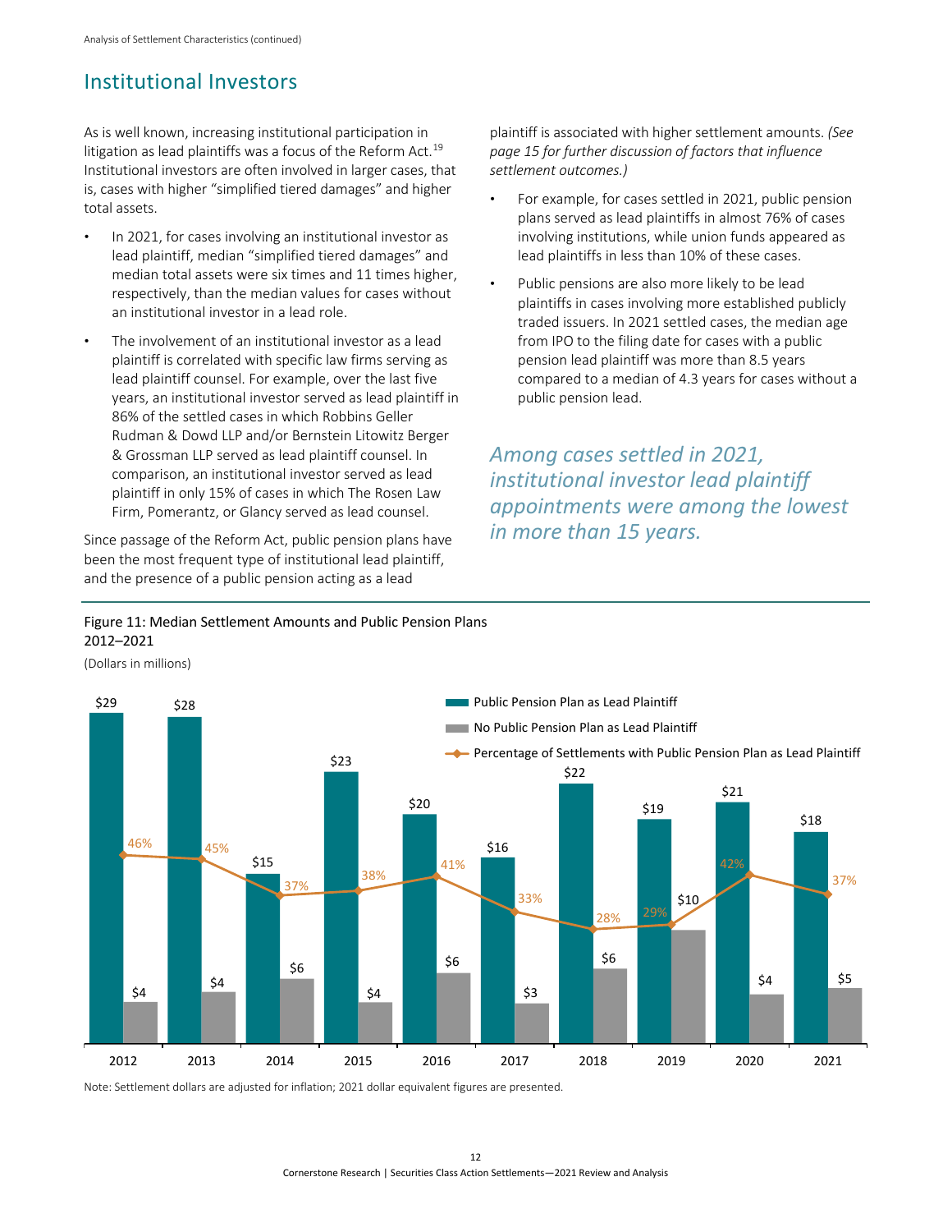# Institutional Investors

As is well known, increasing institutional participation in litigation as lead plaintiffs was a focus of the Reform Act.[19] Institutional investors are often involved in larger cases, that is, cases with higher "simplified tiered damages" and higher total assets.

- In 2021, for cases involving an institutional investor as lead plaintiff, median "simplified tiered damages" and median total assets were six times and 11 times higher, respectively, than the median values for cases without an institutional investor in a lead role.
- The involvement of an institutional investor as a lead plaintiff is correlated with specific law firms serving as lead plaintiff counsel. For example, over the last five years, an institutional investor served as lead plaintiff in 86% of the settled cases in which Robbins Geller Rudman & Dowd LLP and/or Bernstein Litowitz Berger & Grossman LLP served as lead plaintiff counsel. In comparison, an institutional investor served as lead plaintiff in only 15% of cases in which The Rosen Law Firm, Pomerantz, or Glancy served as lead counsel.

Since passage of the Reform Act, public pension plans have been the most frequent type of institutional lead plaintiff, and the presence of a public pension acting as a lead plaintiff is associated with higher settlement amounts. *(See page 15 for further discussion of factors that influence settlement outcomes.)*

- For example, for cases settled in 2021, public pension plans served as lead plaintiffs in almost 76% of cases involving institutions, while union funds appeared as lead plaintiffs in less than 10% of these cases.
- Public pensions are also more likely to be lead plaintiffs in cases involving more established publicly traded issuers. In 2021 settled cases, the median age from IPO to the filing date for cases with a public pension lead plaintiff was more than 8.5 years compared to a median of 4.3 years for cases without a public pension lead.

*Among cases settled in 2021, institutional investor lead plaintiff appointments were among the lowest in more than 15 years.*

Figure 11: Median Settlement Amounts and Public Pension Plans
2012–2021

(Dollars in millions)

| Year | Public Pension Plan as Lead Plaintiff | No Public Pension Plan as Lead Plaintiff | Percentage of Settlements with Public Pension Plan as Lead Plaintiff |
|---|---|---|---|
| 2012 | $29 | $4 | 46% |
| 2013 | $28 | $4 | 45% |
| 2014 | $15 | $6 | 37% |
| 2015 | $23 | $4 | 38% |
| 2016 | $20 | $6 | 41% |
| 2017 | $16 | $3 | 33% |
| 2018 | $22 | $6 | 28% |
| 2019 | $19 | $10 | 29% |
| 2020 | $21 | $4 | 42% |
| 2021 | $18 | $5 | 37% |

Note: Settlement dollars are adjusted for inflation; 2021 dollar equivalent figures are presented.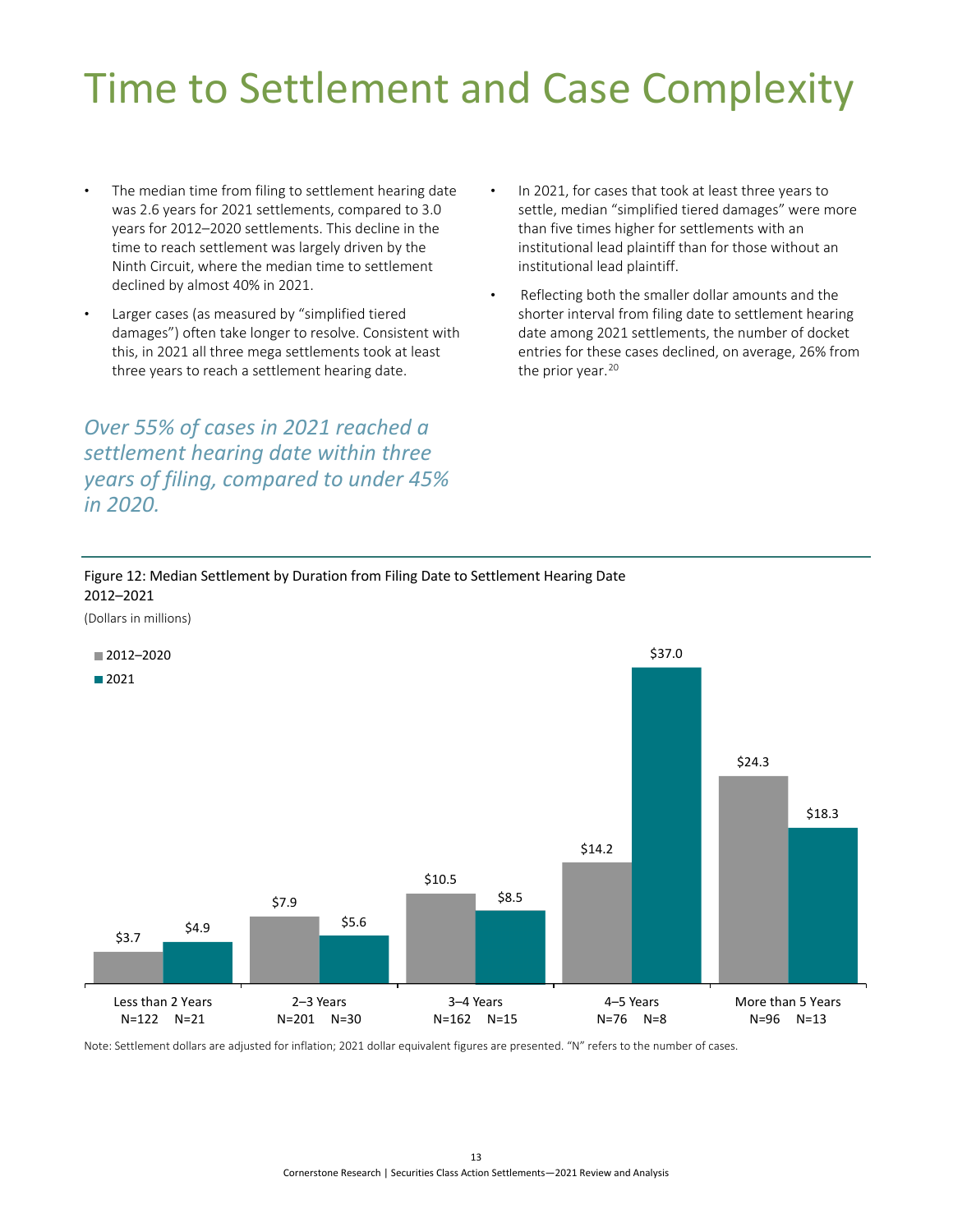# Time to Settlement and Case Complexity

- The median time from filing to settlement hearing date was 2.6 years for 2021 settlements, compared to 3.0 years for 2012–2020 settlements. This decline in the time to reach settlement was largely driven by the Ninth Circuit, where the median time to settlement declined by almost 40% in 2021.
- Larger cases (as measured by "simplified tiered damages") often take longer to resolve. Consistent with this, in 2021 all three mega settlements took at least three years to reach a settlement hearing date.

*Over 55% of cases in 2021 reached a settlement hearing date within three years of filing, compared to under 45% in 2020.*

- In 2021, for cases that took at least three years to settle, median "simplified tiered damages" were more than five times higher for settlements with an institutional lead plaintiff than for those without an institutional lead plaintiff.
- Reflecting both the smaller dollar amounts and the shorter interval from filing date to settlement hearing date among 2021 settlements, the number of docket entries for these cases declined, on average, 26% from the prior year.[20]

Figure 12: Median Settlement by Duration from Filing Date to Settlement Hearing Date 2012–2021

(Dollars in millions)

| Duration | 2012–2020 | N (2012–2020) | 2021 | N (2021) |
|---|---|---|---|---|
| Less than 2 Years | $3.7 | 122 | $4.9 | 21 |
| 2–3 Years | $7.9 | 201 | $5.6 | 30 |
| 3–4 Years | $10.5 | 162 | $8.5 | 15 |
| 4–5 Years | $14.2 | 76 | $37.0 | 8 |
| More than 5 Years | $24.3 | 96 | $18.3 | 13 |

Note: Settlement dollars are adjusted for inflation; 2021 dollar equivalent figures are presented. "N" refers to the number of cases.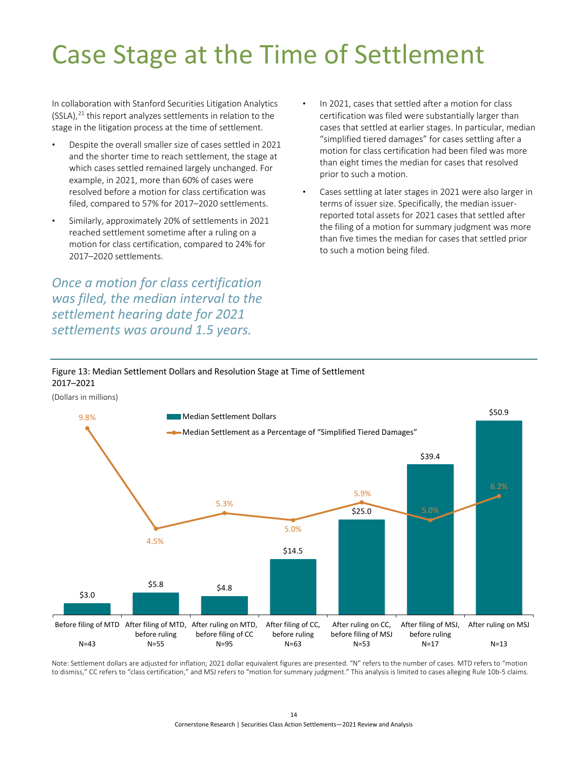# Case Stage at the Time of Settlement

In collaboration with Stanford Securities Litigation Analytics (SSLA),[21] this report analyzes settlements in relation to the stage in the litigation process at the time of settlement.

- Despite the overall smaller size of cases settled in 2021 and the shorter time to reach settlement, the stage at which cases settled remained largely unchanged. For example, in 2021, more than 60% of cases were resolved before a motion for class certification was filed, compared to 57% for 2017–2020 settlements.
- Similarly, approximately 20% of settlements in 2021 reached settlement sometime after a ruling on a motion for class certification, compared to 24% for 2017–2020 settlements.

*Once a motion for class certification was filed, the median interval to the settlement hearing date for 2021 settlements was around 1.5 years.*

- In 2021, cases that settled after a motion for class certification was filed were substantially larger than cases that settled at earlier stages. In particular, median "simplified tiered damages" for cases settling after a motion for class certification had been filed was more than eight times the median for cases that resolved prior to such a motion.
- Cases settling at later stages in 2021 were also larger in terms of issuer size. Specifically, the median issuer-reported total assets for 2021 cases that settled after the filing of a motion for summary judgment was more than five times the median for cases that settled prior to such a motion being filed.

Figure 13: Median Settlement Dollars and Resolution Stage at Time of Settlement 2017–2021

(Dollars in millions)

| Stage | N | Median Settlement Dollars | Median Settlement as a Percentage of "Simplified Tiered Damages" |
|---|---|---|---|
| Before filing of MTD | N=43 | $3.0 | 9.8% |
| After filing of MTD, before ruling | N=55 | $5.8 | 4.5% |
| After ruling on MTD, before filing of CC | N=95 | $4.8 | 5.3% |
| After filing of CC, before ruling | N=63 | $14.5 | 5.0% |
| After ruling on CC, before filing of MSJ | N=53 | $25.0 | 5.9% |
| After filing of MSJ, before ruling | N=17 | $39.4 | 5.0% |
| After ruling on MSJ | N=13 | $50.9 | 6.2% |

Note: Settlement dollars are adjusted for inflation; 2021 dollar equivalent figures are presented. "N" refers to the number of cases. MTD refers to "motion to dismiss," CC refers to "class certification," and MSJ refers to "motion for summary judgment." This analysis is limited to cases alleging Rule 10b-5 claims.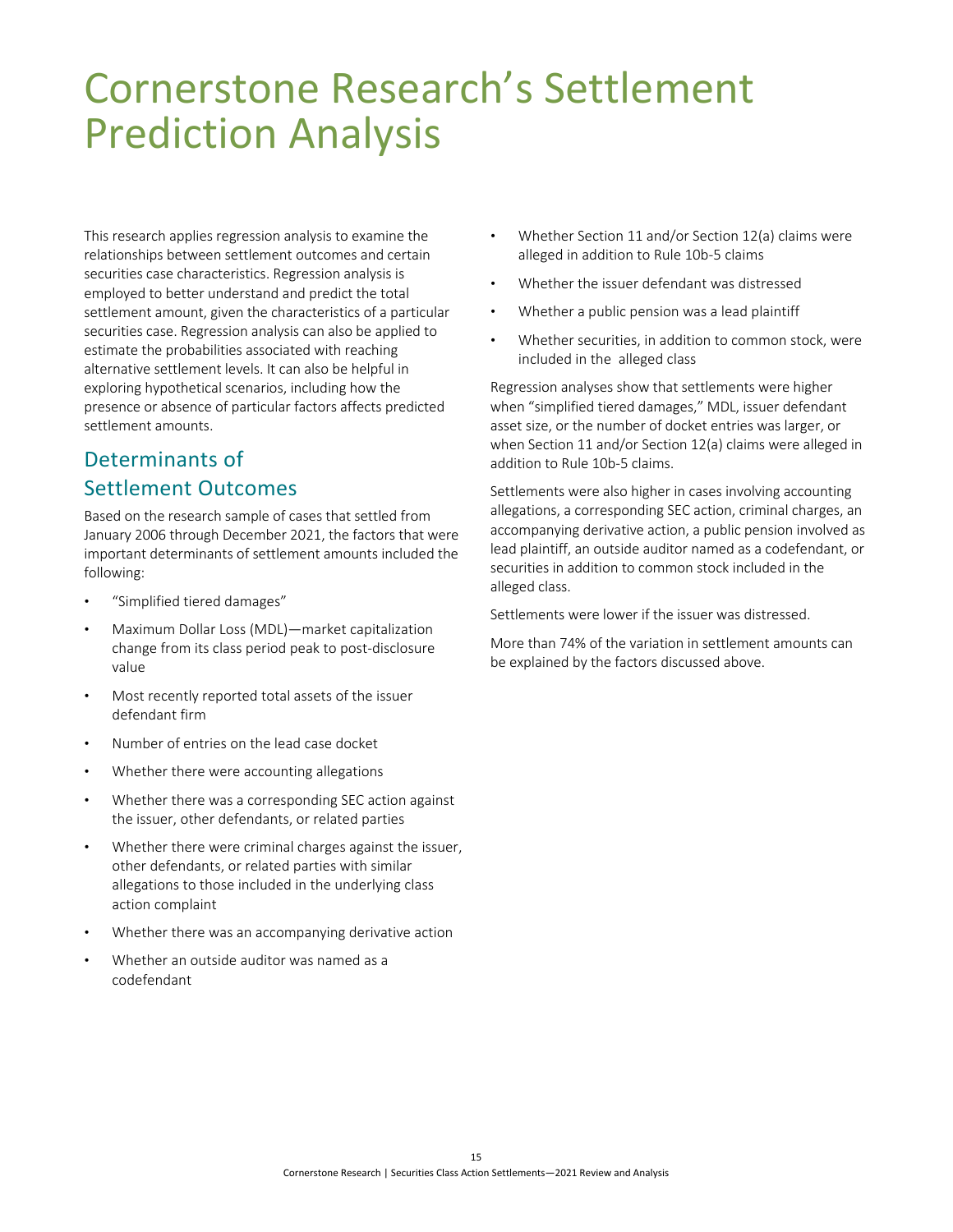# Cornerstone Research's Settlement Prediction Analysis

This research applies regression analysis to examine the relationships between settlement outcomes and certain securities case characteristics. Regression analysis is employed to better understand and predict the total settlement amount, given the characteristics of a particular securities case. Regression analysis can also be applied to estimate the probabilities associated with reaching alternative settlement levels. It can also be helpful in exploring hypothetical scenarios, including how the presence or absence of particular factors affects predicted settlement amounts.

## Determinants of Settlement Outcomes

Based on the research sample of cases that settled from January 2006 through December 2021, the factors that were important determinants of settlement amounts included the following:

- "Simplified tiered damages"
- Maximum Dollar Loss (MDL)—market capitalization change from its class period peak to post-disclosure value
- Most recently reported total assets of the issuer defendant firm
- Number of entries on the lead case docket
- Whether there were accounting allegations
- Whether there was a corresponding SEC action against the issuer, other defendants, or related parties
- Whether there were criminal charges against the issuer, other defendants, or related parties with similar allegations to those included in the underlying class action complaint
- Whether there was an accompanying derivative action
- Whether an outside auditor was named as a codefendant
- Whether Section 11 and/or Section 12(a) claims were alleged in addition to Rule 10b-5 claims
- Whether the issuer defendant was distressed
- Whether a public pension was a lead plaintiff
- Whether securities, in addition to common stock, were included in the alleged class

Regression analyses show that settlements were higher when "simplified tiered damages," MDL, issuer defendant asset size, or the number of docket entries was larger, or when Section 11 and/or Section 12(a) claims were alleged in addition to Rule 10b-5 claims.

Settlements were also higher in cases involving accounting allegations, a corresponding SEC action, criminal charges, an accompanying derivative action, a public pension involved as lead plaintiff, an outside auditor named as a codefendant, or securities in addition to common stock included in the alleged class.

Settlements were lower if the issuer was distressed.

More than 74% of the variation in settlement amounts can be explained by the factors discussed above.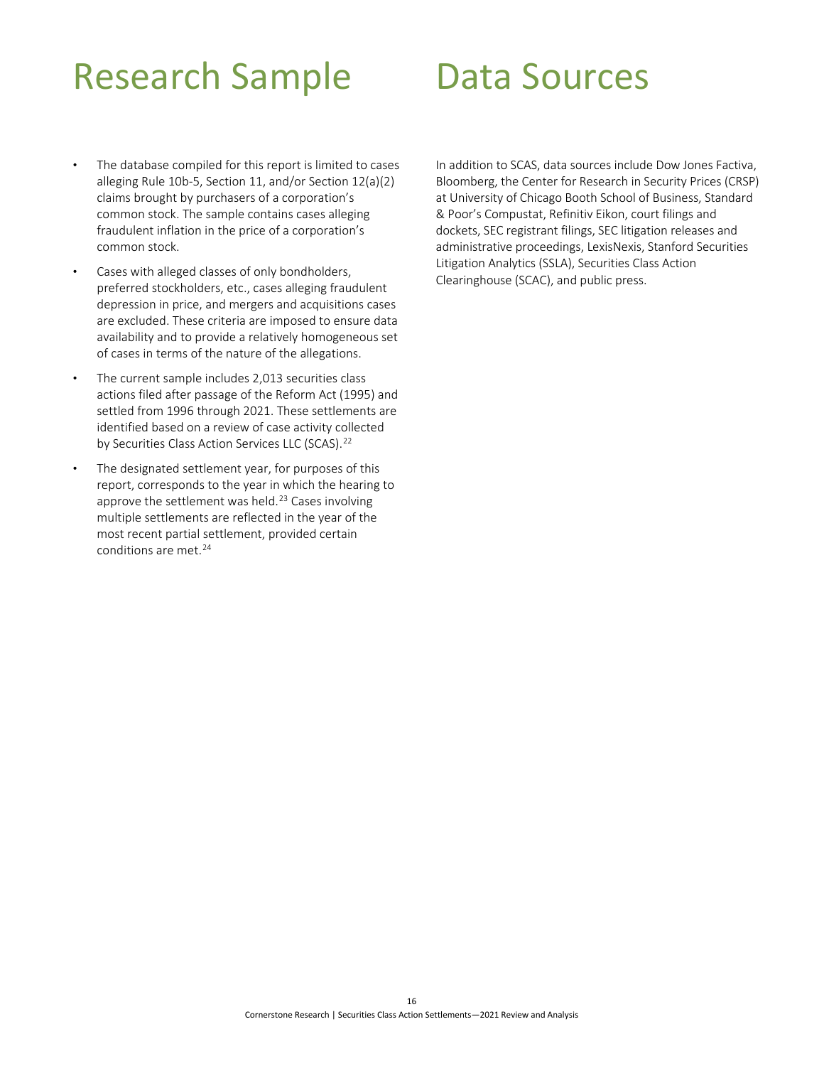# Research Sample

- The database compiled for this report is limited to cases alleging Rule 10b-5, Section 11, and/or Section 12(a)(2) claims brought by purchasers of a corporation's common stock. The sample contains cases alleging fraudulent inflation in the price of a corporation's common stock.
- Cases with alleged classes of only bondholders, preferred stockholders, etc., cases alleging fraudulent depression in price, and mergers and acquisitions cases are excluded. These criteria are imposed to ensure data availability and to provide a relatively homogeneous set of cases in terms of the nature of the allegations.
- The current sample includes 2,013 securities class actions filed after passage of the Reform Act (1995) and settled from 1996 through 2021. These settlements are identified based on a review of case activity collected by Securities Class Action Services LLC (SCAS).[22]
- The designated settlement year, for purposes of this report, corresponds to the year in which the hearing to approve the settlement was held.[23] Cases involving multiple settlements are reflected in the year of the most recent partial settlement, provided certain conditions are met.[24]

# Data Sources

In addition to SCAS, data sources include Dow Jones Factiva, Bloomberg, the Center for Research in Security Prices (CRSP) at University of Chicago Booth School of Business, Standard & Poor's Compustat, Refinitiv Eikon, court filings and dockets, SEC registrant filings, SEC litigation releases and administrative proceedings, LexisNexis, Stanford Securities Litigation Analytics (SSLA), Securities Class Action Clearinghouse (SCAC), and public press.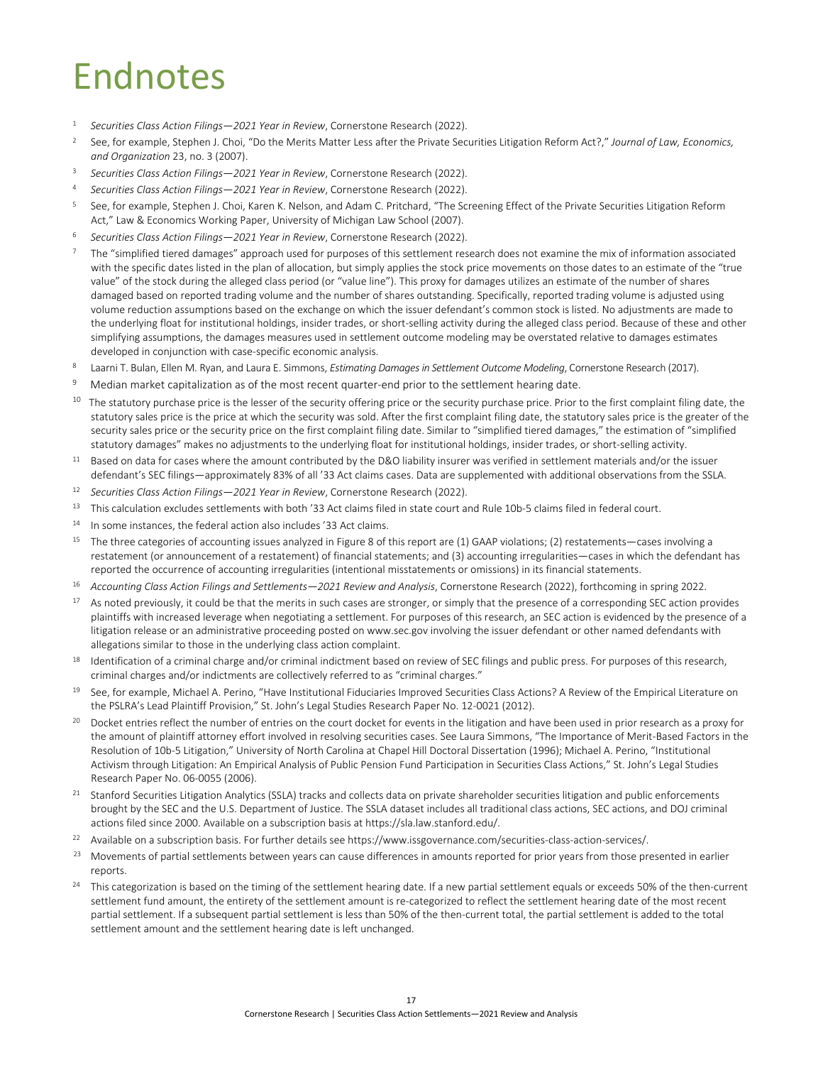# Endnotes

1. *Securities Class Action Filings—2021 Year in Review*, Cornerstone Research (2022).
2. See, for example, Stephen J. Choi, "Do the Merits Matter Less after the Private Securities Litigation Reform Act?," *Journal of Law, Economics, and Organization* 23, no. 3 (2007).
3. *Securities Class Action Filings—2021 Year in Review*, Cornerstone Research (2022).
4. *Securities Class Action Filings—2021 Year in Review*, Cornerstone Research (2022).
5. See, for example, Stephen J. Choi, Karen K. Nelson, and Adam C. Pritchard, "The Screening Effect of the Private Securities Litigation Reform Act," Law & Economics Working Paper, University of Michigan Law School (2007).
6. *Securities Class Action Filings—2021 Year in Review*, Cornerstone Research (2022).
7. The "simplified tiered damages" approach used for purposes of this settlement research does not examine the mix of information associated with the specific dates listed in the plan of allocation, but simply applies the stock price movements on those dates to an estimate of the "true value" of the stock during the alleged class period (or "value line"). This proxy for damages utilizes an estimate of the number of shares damaged based on reported trading volume and the number of shares outstanding. Specifically, reported trading volume is adjusted using volume reduction assumptions based on the exchange on which the issuer defendant's common stock is listed. No adjustments are made to the underlying float for institutional holdings, insider trades, or short-selling activity during the alleged class period. Because of these and other simplifying assumptions, the damages measures used in settlement outcome modeling may be overstated relative to damages estimates developed in conjunction with case-specific economic analysis.
8. Laarni T. Bulan, Ellen M. Ryan, and Laura E. Simmons, *Estimating Damages in Settlement Outcome Modeling*, Cornerstone Research (2017).
9. Median market capitalization as of the most recent quarter-end prior to the settlement hearing date.
10. The statutory purchase price is the lesser of the security offering price or the security purchase price. Prior to the first complaint filing date, the statutory sales price is the price at which the security was sold. After the first complaint filing date, the statutory sales price is the greater of the security sales price or the security price on the first complaint filing date. Similar to "simplified tiered damages," the estimation of "simplified statutory damages" makes no adjustments to the underlying float for institutional holdings, insider trades, or short-selling activity.
11. Based on data for cases where the amount contributed by the D&O liability insurer was verified in settlement materials and/or the issuer defendant's SEC filings—approximately 83% of all '33 Act claims cases. Data are supplemented with additional observations from the SSLA.
12. *Securities Class Action Filings—2021 Year in Review*, Cornerstone Research (2022).
13. This calculation excludes settlements with both '33 Act claims filed in state court and Rule 10b-5 claims filed in federal court.
14. In some instances, the federal action also includes '33 Act claims.
15. The three categories of accounting issues analyzed in Figure 8 of this report are (1) GAAP violations; (2) restatements—cases involving a restatement (or announcement of a restatement) of financial statements; and (3) accounting irregularities—cases in which the defendant has reported the occurrence of accounting irregularities (intentional misstatements or omissions) in its financial statements.
16. *Accounting Class Action Filings and Settlements—2021 Review and Analysis*, Cornerstone Research (2022), forthcoming in spring 2022.
17. As noted previously, it could be that the merits in such cases are stronger, or simply that the presence of a corresponding SEC action provides plaintiffs with increased leverage when negotiating a settlement. For purposes of this research, an SEC action is evidenced by the presence of a litigation release or an administrative proceeding posted on www.sec.gov involving the issuer defendant or other named defendants with allegations similar to those in the underlying class action complaint.
18. Identification of a criminal charge and/or criminal indictment based on review of SEC filings and public press. For purposes of this research, criminal charges and/or indictments are collectively referred to as "criminal charges."
19. See, for example, Michael A. Perino, "Have Institutional Fiduciaries Improved Securities Class Actions? A Review of the Empirical Literature on the PSLRA's Lead Plaintiff Provision," St. John's Legal Studies Research Paper No. 12-0021 (2012).
20. Docket entries reflect the number of entries on the court docket for events in the litigation and have been used in prior research as a proxy for the amount of plaintiff attorney effort involved in resolving securities cases. See Laura Simmons, "The Importance of Merit-Based Factors in the Resolution of 10b-5 Litigation," University of North Carolina at Chapel Hill Doctoral Dissertation (1996); Michael A. Perino, "Institutional Activism through Litigation: An Empirical Analysis of Public Pension Fund Participation in Securities Class Actions," St. John's Legal Studies Research Paper No. 06-0055 (2006).
21. Stanford Securities Litigation Analytics (SSLA) tracks and collects data on private shareholder securities litigation and public enforcements brought by the SEC and the U.S. Department of Justice. The SSLA dataset includes all traditional class actions, SEC actions, and DOJ criminal actions filed since 2000. Available on a subscription basis at https://sla.law.stanford.edu/.
22. Available on a subscription basis. For further details see https://www.issgovernance.com/securities-class-action-services/.
23. Movements of partial settlements between years can cause differences in amounts reported for prior years from those presented in earlier reports.
24. This categorization is based on the timing of the settlement hearing date. If a new partial settlement equals or exceeds 50% of the then-current settlement fund amount, the entirety of the settlement amount is re-categorized to reflect the settlement hearing date of the most recent partial settlement. If a subsequent partial settlement is less than 50% of the then-current total, the partial settlement is added to the total settlement amount and the settlement hearing date is left unchanged.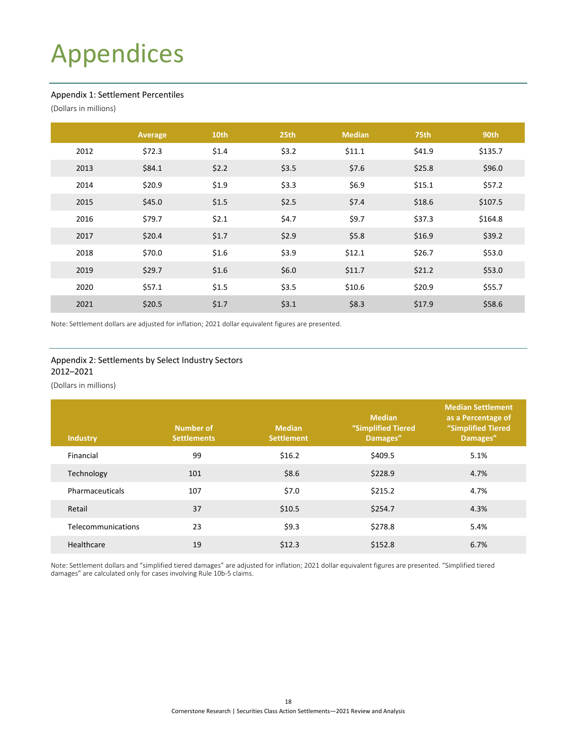# Appendices

## Appendix 1: Settlement Percentiles

(Dollars in millions)

| | Average | 10th | 25th | Median | 75th | 90th |
|---|---|---|---|---|---|---|
| 2012 | $72.3 | $1.4 | $3.2 | $11.1 | $41.9 | $135.7 |
| 2013 | $84.1 | $2.2 | $3.5 | $7.6 | $25.8 | $96.0 |
| 2014 | $20.9 | $1.9 | $3.3 | $6.9 | $15.1 | $57.2 |
| 2015 | $45.0 | $1.5 | $2.5 | $7.4 | $18.6 | $107.5 |
| 2016 | $79.7 | $2.1 | $4.7 | $9.7 | $37.3 | $164.8 |
| 2017 | $20.4 | $1.7 | $2.9 | $5.8 | $16.9 | $39.2 |
| 2018 | $70.0 | $1.6 | $3.9 | $12.1 | $26.7 | $53.0 |
| 2019 | $29.7 | $1.6 | $6.0 | $11.7 | $21.2 | $53.0 |
| 2020 | $57.1 | $1.5 | $3.5 | $10.6 | $20.9 | $55.7 |
| 2021 | $20.5 | $1.7 | $3.1 | $8.3 | $17.9 | $58.6 |

Note: Settlement dollars are adjusted for inflation; 2021 dollar equivalent figures are presented.

## Appendix 2: Settlements by Select Industry Sectors 2012–2021

(Dollars in millions)

| Industry | Number of Settlements | Median Settlement | Median "Simplified Tiered Damages" | Median Settlement as a Percentage of "Simplified Tiered Damages" |
|---|---|---|---|---|
| Financial | 99 | $16.2 | $409.5 | 5.1% |
| Technology | 101 | $8.6 | $228.9 | 4.7% |
| Pharmaceuticals | 107 | $7.0 | $215.2 | 4.7% |
| Retail | 37 | $10.5 | $254.7 | 4.3% |
| Telecommunications | 23 | $9.3 | $278.8 | 5.4% |
| Healthcare | 19 | $12.3 | $152.8 | 6.7% |

Note: Settlement dollars and "simplified tiered damages" are adjusted for inflation; 2021 dollar equivalent figures are presented. "Simplified tiered damages" are calculated only for cases involving Rule 10b-5 claims.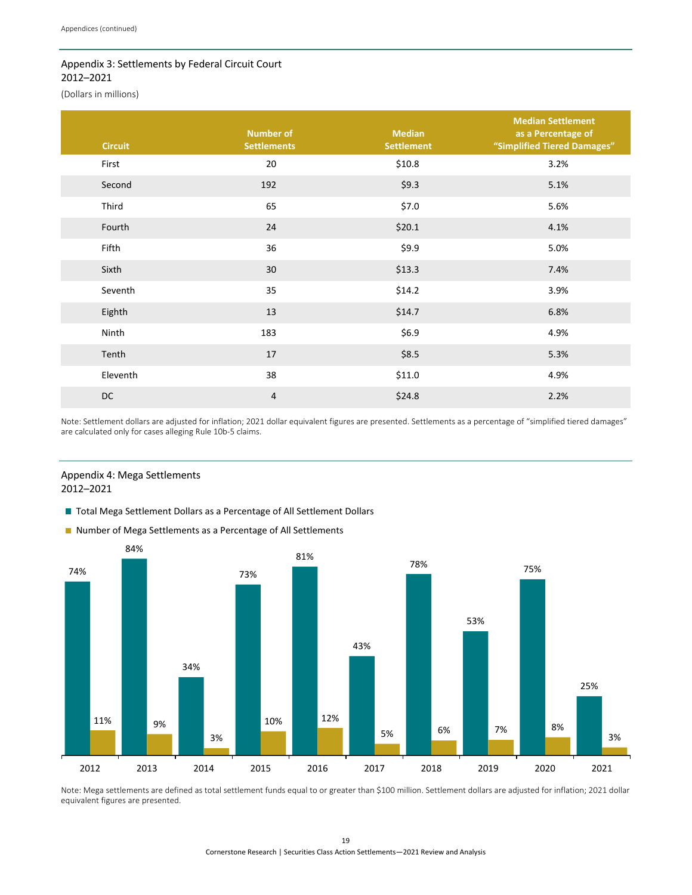## Appendix 3: Settlements by Federal Circuit Court
## 2012–2021

(Dollars in millions)

| Circuit | Number of Settlements | Median Settlement | Median Settlement as a Percentage of "Simplified Tiered Damages" |
|---|---|---|---|
| First | 20 | $10.8 | 3.2% |
| Second | 192 | $9.3 | 5.1% |
| Third | 65 | $7.0 | 5.6% |
| Fourth | 24 | $20.1 | 4.1% |
| Fifth | 36 | $9.9 | 5.0% |
| Sixth | 30 | $13.3 | 7.4% |
| Seventh | 35 | $14.2 | 3.9% |
| Eighth | 13 | $14.7 | 6.8% |
| Ninth | 183 | $6.9 | 4.9% |
| Tenth | 17 | $8.5 | 5.3% |
| Eleventh | 38 | $11.0 | 4.9% |
| DC | 4 | $24.8 | 2.2% |

Note: Settlement dollars are adjusted for inflation; 2021 dollar equivalent figures are presented. Settlements as a percentage of "simplified tiered damages" are calculated only for cases alleging Rule 10b-5 claims.

## Appendix 4: Mega Settlements
## 2012–2021

| Year | Total Mega Settlement Dollars as a Percentage of All Settlement Dollars | Number of Mega Settlements as a Percentage of All Settlements |
|---|---|---|
| 2012 | 74% | 11% |
| 2013 | 84% | 9% |
| 2014 | 34% | 3% |
| 2015 | 73% | 10% |
| 2016 | 81% | 12% |
| 2017 | 43% | 5% |
| 2018 | 78% | 6% |
| 2019 | 53% | 7% |
| 2020 | 75% | 8% |
| 2021 | 25% | 3% |

Note: Mega settlements are defined as total settlement funds equal to or greater than $100 million. Settlement dollars are adjusted for inflation; 2021 dollar equivalent figures are presented.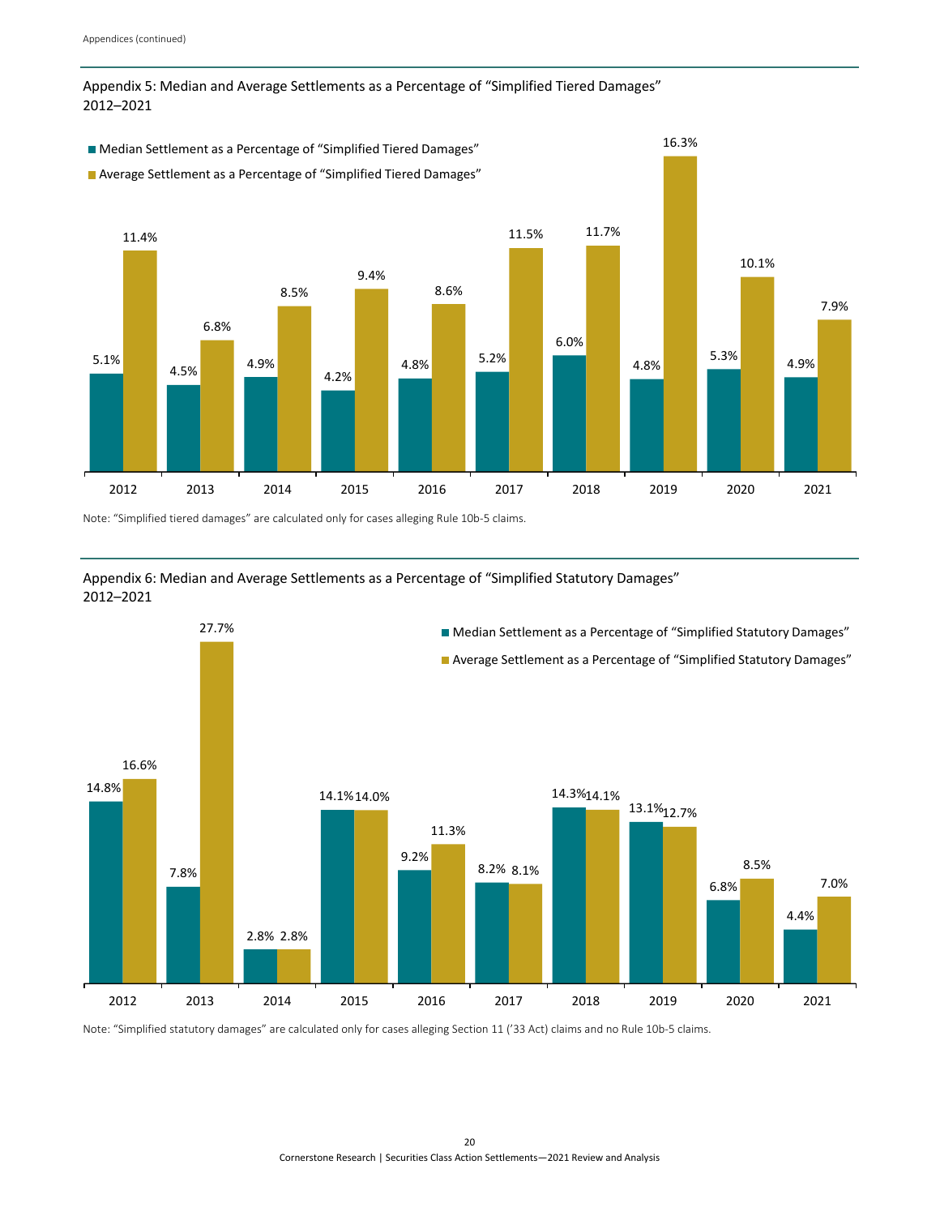## Appendix 5: Median and Average Settlements as a Percentage of "Simplified Tiered Damages" 2012–2021

| Year | Median Settlement as a Percentage of "Simplified Tiered Damages" | Average Settlement as a Percentage of "Simplified Tiered Damages" |
|---|---|---|
| 2012 | 5.1% | 11.4% |
| 2013 | 4.5% | 6.8% |
| 2014 | 4.9% | 8.5% |
| 2015 | 4.2% | 9.4% |
| 2016 | 4.8% | 8.6% |
| 2017 | 5.2% | 11.5% |
| 2018 | 6.0% | 11.7% |
| 2019 | 4.8% | 16.3% |
| 2020 | 5.3% | 10.1% |
| 2021 | 4.9% | 7.9% |

Note: "Simplified tiered damages" are calculated only for cases alleging Rule 10b-5 claims.

## Appendix 6: Median and Average Settlements as a Percentage of "Simplified Statutory Damages" 2012–2021

| Year | Median Settlement as a Percentage of "Simplified Statutory Damages" | Average Settlement as a Percentage of "Simplified Statutory Damages" |
|---|---|---|
| 2012 | 14.8% | 16.6% |
| 2013 | 7.8% | 27.7% |
| 2014 | 2.8% | 2.8% |
| 2015 | 14.1% | 14.0% |
| 2016 | 9.2% | 11.3% |
| 2017 | 8.2% | 8.1% |
| 2018 | 14.3% | 14.1% |
| 2019 | 13.1% | 12.7% |
| 2020 | 6.8% | 8.5% |
| 2021 | 4.4% | 7.0% |

Note: "Simplified statutory damages" are calculated only for cases alleging Section 11 ('33 Act) claims and no Rule 10b-5 claims.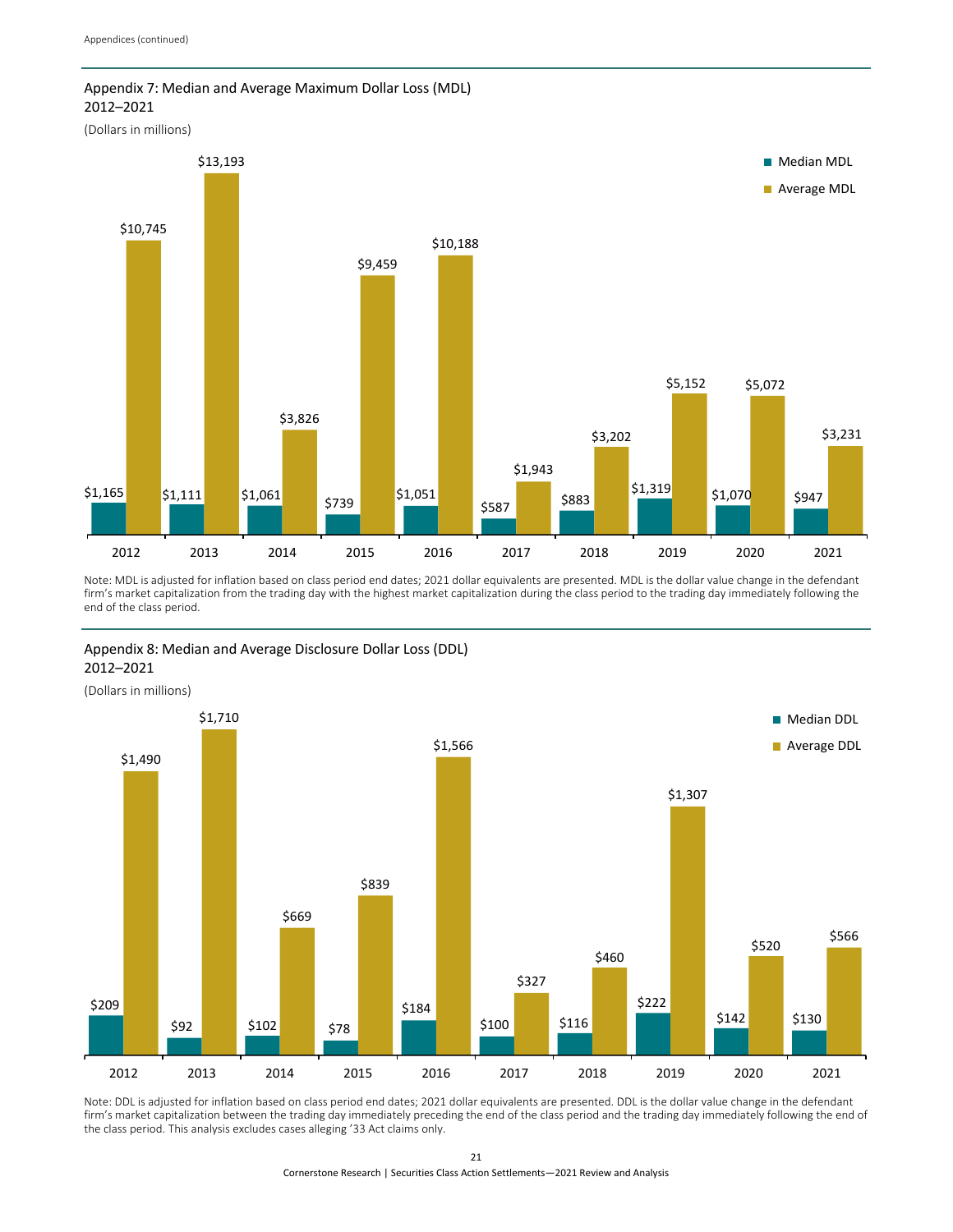## Appendix 7: Median and Average Maximum Dollar Loss (MDL) 2012–2021

(Dollars in millions)

| Year | Median MDL | Average MDL |
|---|---|---|
| 2012 | $1,165 | $10,745 |
| 2013 | $1,111 | $13,193 |
| 2014 | $1,061 | $3,826 |
| 2015 | $739 | $9,459 |
| 2016 | $1,051 | $10,188 |
| 2017 | $587 | $1,943 |
| 2018 | $883 | $3,202 |
| 2019 | $1,319 | $5,152 |
| 2020 | $1,070 | $5,072 |
| 2021 | $947 | $3,231 |

Note: MDL is adjusted for inflation based on class period end dates; 2021 dollar equivalents are presented. MDL is the dollar value change in the defendant firm's market capitalization from the trading day with the highest market capitalization during the class period to the trading day immediately following the end of the class period.

## Appendix 8: Median and Average Disclosure Dollar Loss (DDL) 2012–2021

(Dollars in millions)

| Year | Median DDL | Average DDL |
|---|---|---|
| 2012 | $209 | $1,490 |
| 2013 | $92 | $1,710 |
| 2014 | $102 | $669 |
| 2015 | $78 | $839 |
| 2016 | $184 | $1,566 |
| 2017 | $100 | $327 |
| 2018 | $116 | $460 |
| 2019 | $222 | $1,307 |
| 2020 | $142 | $520 |
| 2021 | $130 | $566 |

Note: DDL is adjusted for inflation based on class period end dates; 2021 dollar equivalents are presented. DDL is the dollar value change in the defendant firm's market capitalization between the trading day immediately preceding the end of the class period and the trading day immediately following the end of the class period. This analysis excludes cases alleging '33 Act claims only.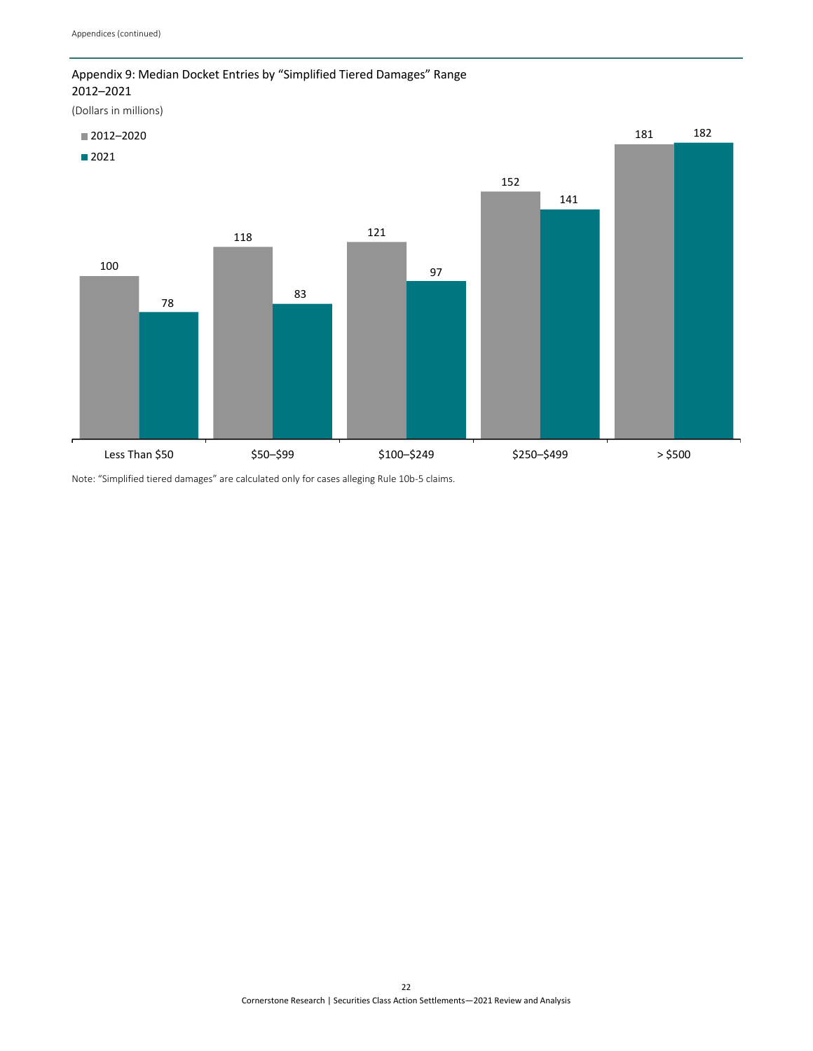## Appendix 9: Median Docket Entries by "Simplified Tiered Damages" Range 2012–2021

(Dollars in millions)

| Simplified Tiered Damages Range | 2012–2020 | 2021 |
|---|---|---|
| Less Than $50 | 100 | 78 |
| $50–$99 | 118 | 83 |
| $100–$249 | 121 | 97 |
| $250–$499 | 152 | 141 |
| > $500 | 181 | 182 |

Note: "Simplified tiered damages" are calculated only for cases alleging Rule 10b-5 claims.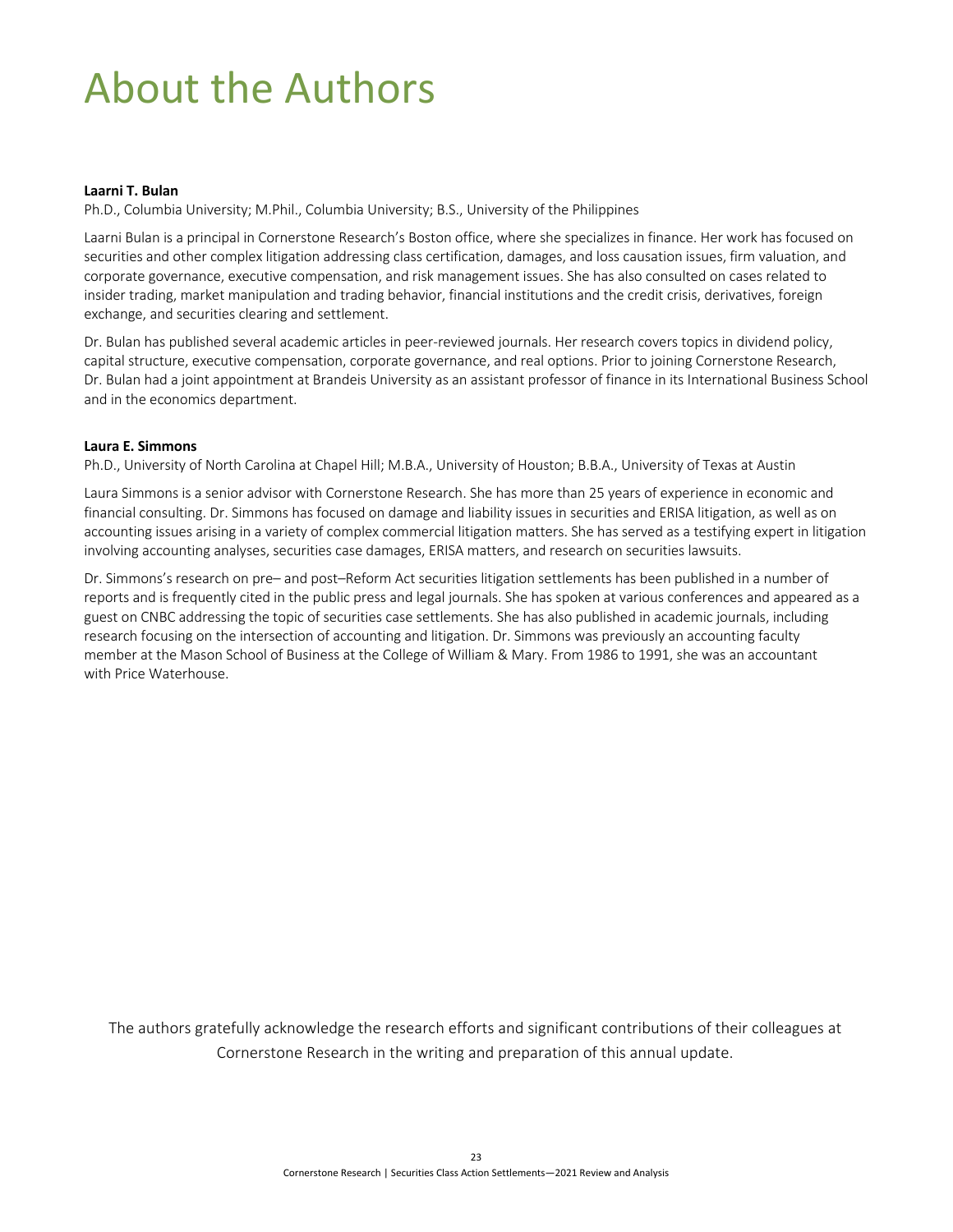# About the Authors

**Laarni T. Bulan**

Ph.D., Columbia University; M.Phil., Columbia University; B.S., University of the Philippines

Laarni Bulan is a principal in Cornerstone Research's Boston office, where she specializes in finance. Her work has focused on securities and other complex litigation addressing class certification, damages, and loss causation issues, firm valuation, and corporate governance, executive compensation, and risk management issues. She has also consulted on cases related to insider trading, market manipulation and trading behavior, financial institutions and the credit crisis, derivatives, foreign exchange, and securities clearing and settlement.

Dr. Bulan has published several academic articles in peer-reviewed journals. Her research covers topics in dividend policy, capital structure, executive compensation, corporate governance, and real options. Prior to joining Cornerstone Research, Dr. Bulan had a joint appointment at Brandeis University as an assistant professor of finance in its International Business School and in the economics department.

**Laura E. Simmons**

Ph.D., University of North Carolina at Chapel Hill; M.B.A., University of Houston; B.B.A., University of Texas at Austin

Laura Simmons is a senior advisor with Cornerstone Research. She has more than 25 years of experience in economic and financial consulting. Dr. Simmons has focused on damage and liability issues in securities and ERISA litigation, as well as on accounting issues arising in a variety of complex commercial litigation matters. She has served as a testifying expert in litigation involving accounting analyses, securities case damages, ERISA matters, and research on securities lawsuits.

Dr. Simmons's research on pre– and post–Reform Act securities litigation settlements has been published in a number of reports and is frequently cited in the public press and legal journals. She has spoken at various conferences and appeared as a guest on CNBC addressing the topic of securities case settlements. She has also published in academic journals, including research focusing on the intersection of accounting and litigation. Dr. Simmons was previously an accounting faculty member at the Mason School of Business at the College of William & Mary. From 1986 to 1991, she was an accountant with Price Waterhouse.

The authors gratefully acknowledge the research efforts and significant contributions of their colleagues at Cornerstone Research in the writing and preparation of this annual update.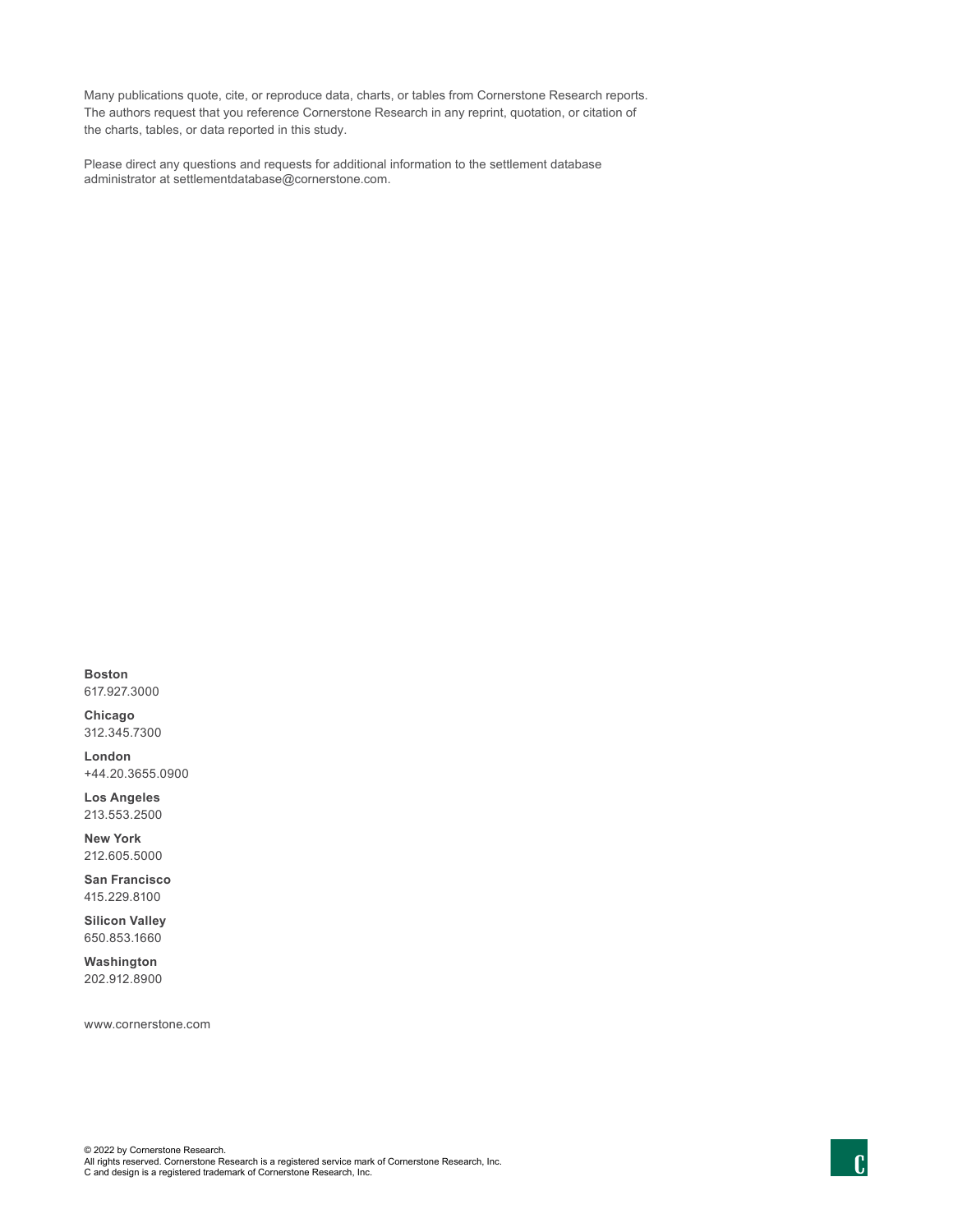Many publications quote, cite, or reproduce data, charts, or tables from Cornerstone Research reports. The authors request that you reference Cornerstone Research in any reprint, quotation, or citation of the charts, tables, or data reported in this study.

Please direct any questions and requests for additional information to the settlement database administrator at settlementdatabase@cornerstone.com.

**Boston**
617.927.3000

**Chicago**
312.345.7300

**London**
+44.20.3655.0900

**Los Angeles**
213.553.2500

**New York**
212.605.5000

**San Francisco**
415.229.8100

**Silicon Valley**
650.853.1660

**Washington**
202.912.8900

www.cornerstone.com

© 2022 by Cornerstone Research.
All rights reserved. Cornerstone Research is a registered service mark of Cornerstone Research, Inc.
C and design is a registered trademark of Cornerstone Research, Inc.